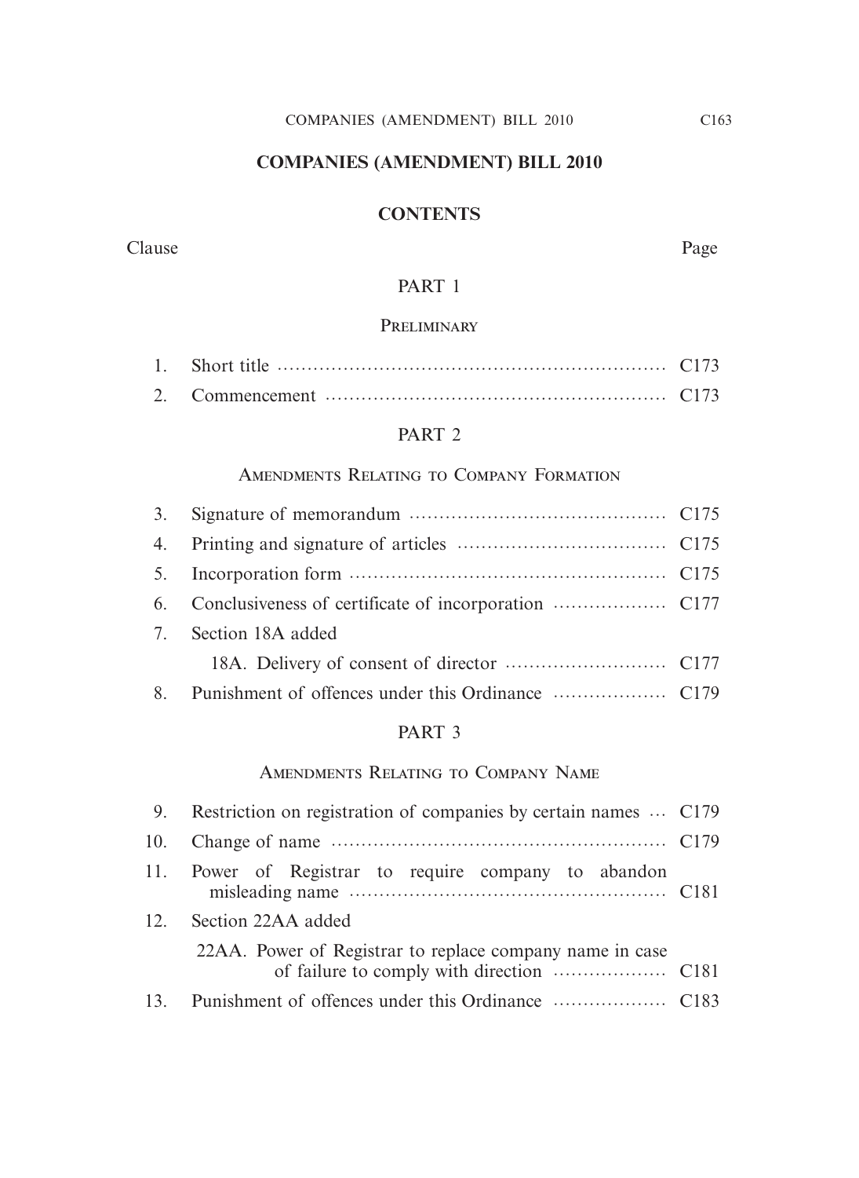# COMPANIES (AMENDMENT) BILL 2010

## CONTENTS

| Clause | | Page |
|---|---|---|
| | **PART 1** | |
| | **Preliminary** | |
| 1. | Short title | C173 |
| 2. | Commencement | C173 |
| | **PART 2** | |
| | **Amendments Relating to Company Formation** | |
| 3. | Signature of memorandum | C175 |
| 4. | Printing and signature of articles | C175 |
| 5. | Incorporation form | C175 |
| 6. | Conclusiveness of certificate of incorporation | C177 |
| 7. | Section 18A added | |
| | 18A. Delivery of consent of director | C177 |
| 8. | Punishment of offences under this Ordinance | C179 |
| | **PART 3** | |
| | **Amendments Relating to Company Name** | |
| 9. | Restriction on registration of companies by certain names | C179 |
| 10. | Change of name | C179 |
| 11. | Power of Registrar to require company to abandon misleading name | C181 |
| 12. | Section 22AA added | |
| | 22AA. Power of Registrar to replace company name in case of failure to comply with direction | C181 |
| 13. | Punishment of offences under this Ordinance | C183 |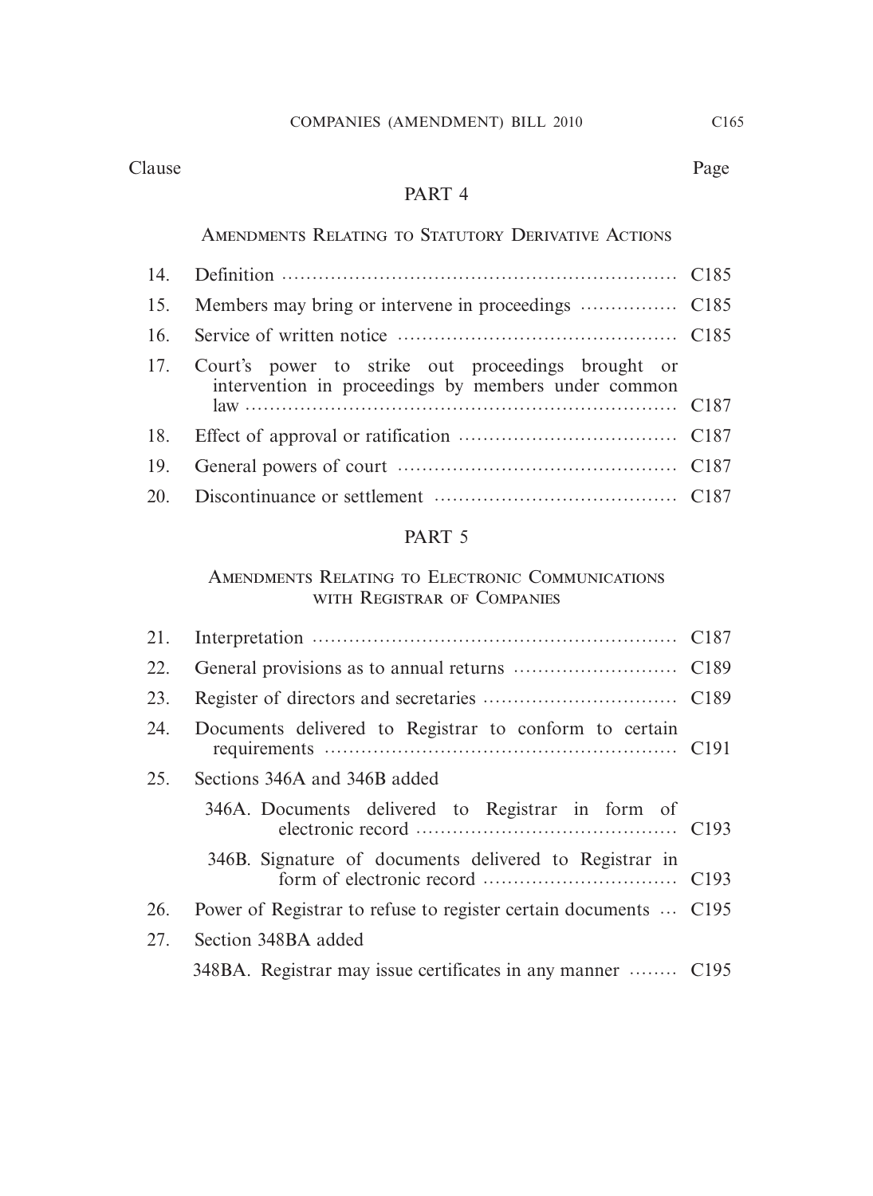| Clause | | Page |
|---|---|---|

## PART 4

### Amendments Relating to Statutory Derivative Actions

| Clause | | Page |
|---|---|---|
| 14. | Definition | C185 |
| 15. | Members may bring or intervene in proceedings | C185 |
| 16. | Service of written notice | C185 |
| 17. | Court's power to strike out proceedings brought or intervention in proceedings by members under common law | C187 |
| 18. | Effect of approval or ratification | C187 |
| 19. | General powers of court | C187 |
| 20. | Discontinuance or settlement | C187 |

## PART 5

### Amendments Relating to Electronic Communications with Registrar of Companies

| Clause | | Page |
|---|---|---|
| 21. | Interpretation | C187 |
| 22. | General provisions as to annual returns | C189 |
| 23. | Register of directors and secretaries | C189 |
| 24. | Documents delivered to Registrar to conform to certain requirements | C191 |
| 25. | Sections 346A and 346B added | |
| | 346A. Documents delivered to Registrar in form of electronic record | C193 |
| | 346B. Signature of documents delivered to Registrar in form of electronic record | C193 |
| 26. | Power of Registrar to refuse to register certain documents | C195 |
| 27. | Section 348BA added | |
| | 348BA. Registrar may issue certificates in any manner | C195 |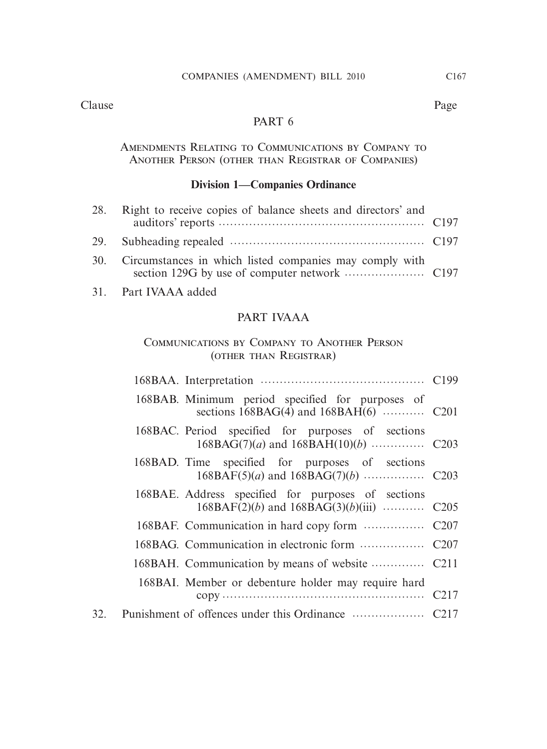| Clause | | Page |
|---|---|---|

## PART 6

### Amendments Relating to Communications by Company to Another Person (other than Registrar of Companies)

**Division 1—Companies Ordinance**

| Clause | | Page |
|---|---|---|
| 28. | Right to receive copies of balance sheets and directors' and auditors' reports | C197 |
| 29. | Subheading repealed | C197 |
| 30. | Circumstances in which listed companies may comply with section 129G by use of computer network | C197 |
| 31. | Part IVAAA added | |

## PART IVAAA

### Communications by Company to Another Person (other than Registrar)

| Section | | Page |
|---|---|---|
| 168BAA. | Interpretation | C199 |
| 168BAB. | Minimum period specified for purposes of sections 168BAG(4) and 168BAH(6) | C201 |
| 168BAC. | Period specified for purposes of sections 168BAG(7)(*a*) and 168BAH(10)(*b*) | C203 |
| 168BAD. | Time specified for purposes of sections 168BAF(5)(*a*) and 168BAG(7)(*b*) | C203 |
| 168BAE. | Address specified for purposes of sections 168BAF(2)(*b*) and 168BAG(3)(*b*)(iii) | C205 |
| 168BAF. | Communication in hard copy form | C207 |
| 168BAG. | Communication in electronic form | C207 |
| 168BAH. | Communication by means of website | C211 |
| 168BAI. | Member or debenture holder may require hard copy | C217 |

| Clause | | Page |
|---|---|---|
| 32. | Punishment of offences under this Ordinance | C217 |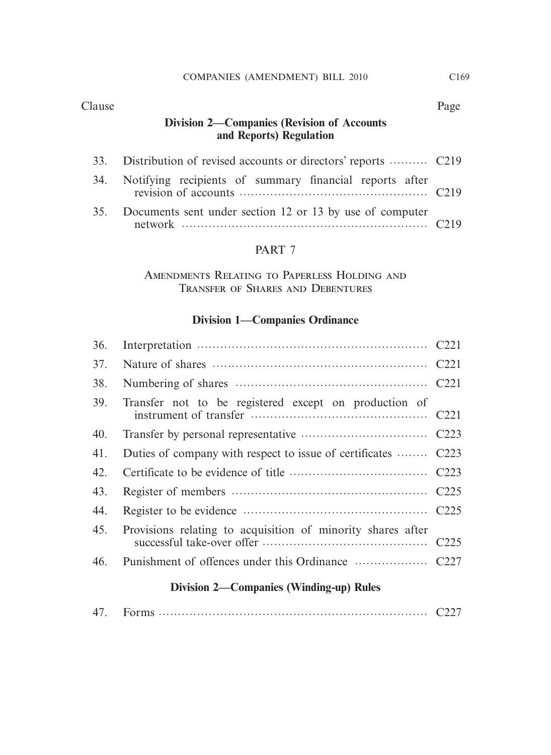| Clause | | Page |
|---|---|---|

**Division 2—Companies (Revision of Accounts and Reports) Regulation**

| | | |
|---|---|---|
| 33. | Distribution of revised accounts or directors' reports | C219 |
| 34. | Notifying recipients of summary financial reports after revision of accounts | C219 |
| 35. | Documents sent under section 12 or 13 by use of computer network | C219 |

## PART 7

### Amendments Relating to Paperless Holding and Transfer of Shares and Debentures

**Division 1—Companies Ordinance**

| | | |
|---|---|---|
| 36. | Interpretation | C221 |
| 37. | Nature of shares | C221 |
| 38. | Numbering of shares | C221 |
| 39. | Transfer not to be registered except on production of instrument of transfer | C221 |
| 40. | Transfer by personal representative | C223 |
| 41. | Duties of company with respect to issue of certificates | C223 |
| 42. | Certificate to be evidence of title | C223 |
| 43. | Register of members | C225 |
| 44. | Register to be evidence | C225 |
| 45. | Provisions relating to acquisition of minority shares after successful take-over offer | C225 |
| 46. | Punishment of offences under this Ordinance | C227 |

**Division 2—Companies (Winding-up) Rules**

| | | |
|---|---|---|
| 47. | Forms | C227 |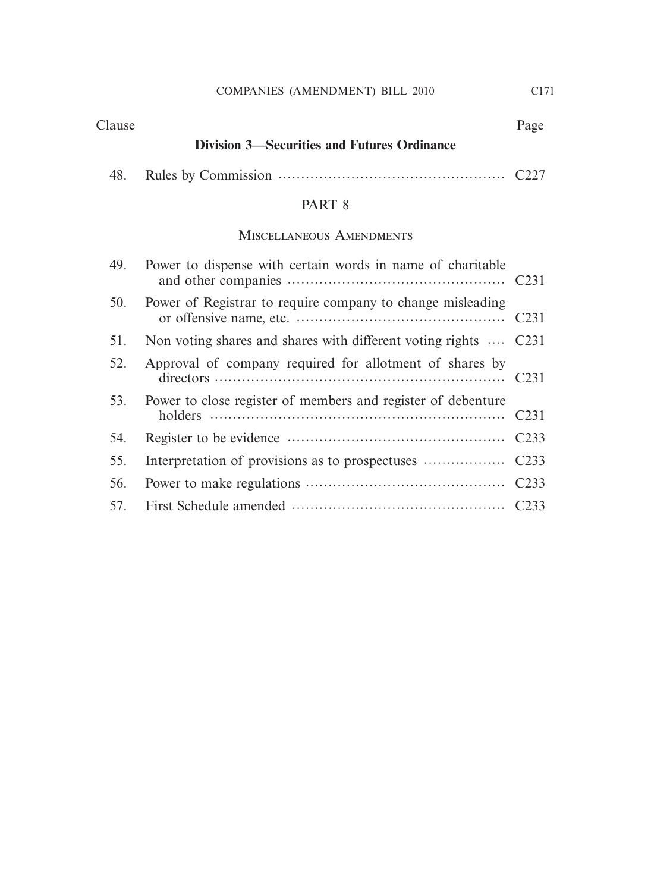| Clause | | Page |
|---|---|---|
| | **Division 3—Securities and Futures Ordinance** | |
| 48. | Rules by Commission | C227 |
| | PART 8 | |
| | MISCELLANEOUS AMENDMENTS | |
| 49. | Power to dispense with certain words in name of charitable and other companies | C231 |
| 50. | Power of Registrar to require company to change misleading or offensive name, etc. | C231 |
| 51. | Non voting shares and shares with different voting rights | C231 |
| 52. | Approval of company required for allotment of shares by directors | C231 |
| 53. | Power to close register of members and register of debenture holders | C231 |
| 54. | Register to be evidence | C233 |
| 55. | Interpretation of provisions as to prospectuses | C233 |
| 56. | Power to make regulations | C233 |
| 57. | First Schedule amended | C233 |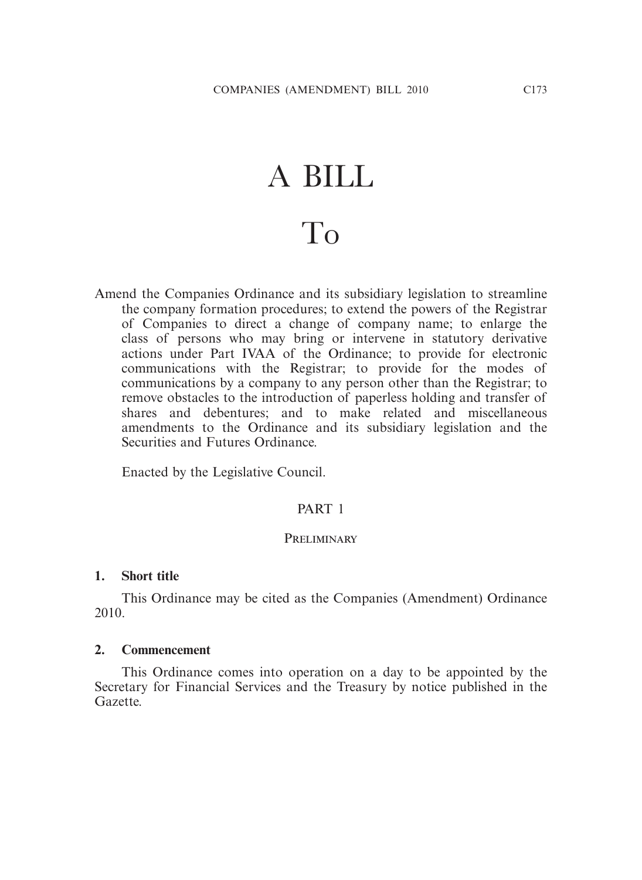# A BILL

# To

Amend the Companies Ordinance and its subsidiary legislation to streamline the company formation procedures; to extend the powers of the Registrar of Companies to direct a change of company name; to enlarge the class of persons who may bring or intervene in statutory derivative actions under Part IVAA of the Ordinance; to provide for electronic communications with the Registrar; to provide for the modes of communications by a company to any person other than the Registrar; to remove obstacles to the introduction of paperless holding and transfer of shares and debentures; and to make related and miscellaneous amendments to the Ordinance and its subsidiary legislation and the Securities and Futures Ordinance.

Enacted by the Legislative Council.

## PART 1

### PRELIMINARY

**1. Short title**

This Ordinance may be cited as the Companies (Amendment) Ordinance 2010.

**2. Commencement**

This Ordinance comes into operation on a day to be appointed by the Secretary for Financial Services and the Treasury by notice published in the Gazette.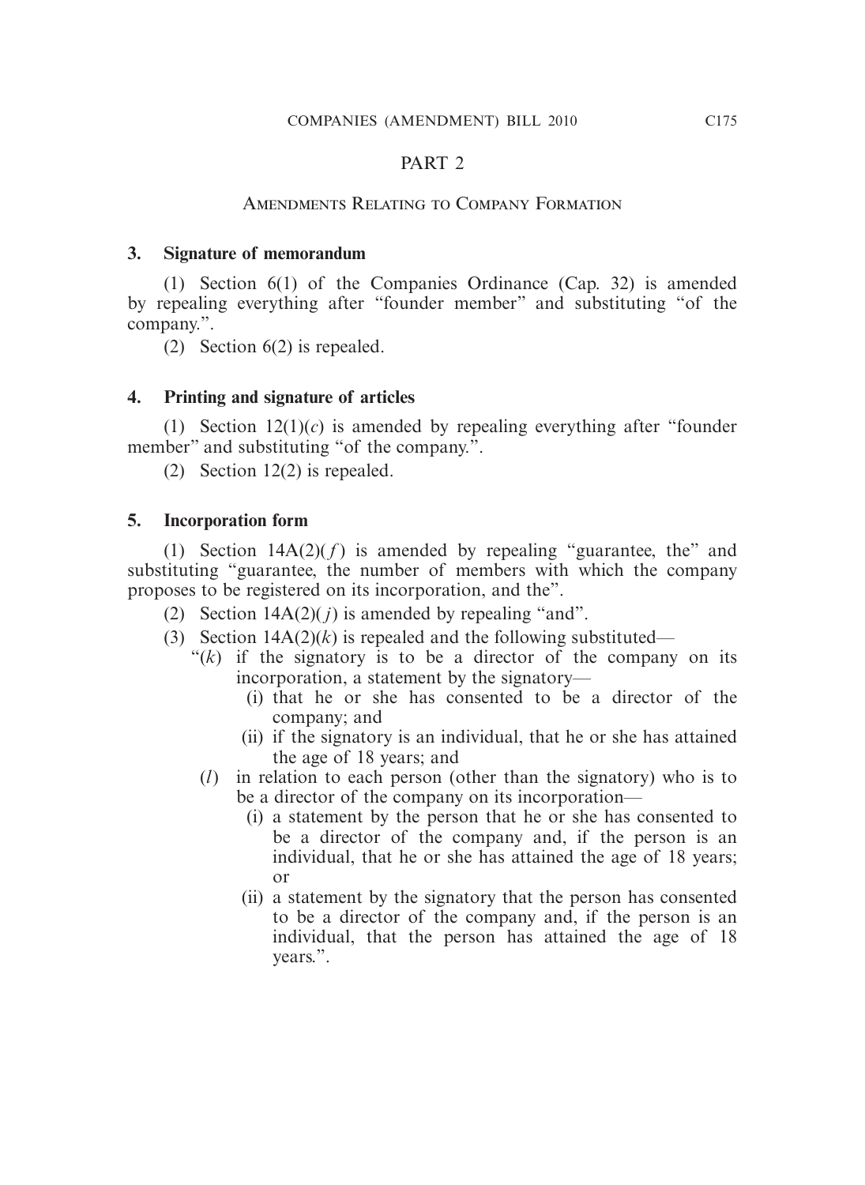## PART 2

### AMENDMENTS RELATING TO COMPANY FORMATION

**3. Signature of memorandum**

(1) Section 6(1) of the Companies Ordinance (Cap. 32) is amended by repealing everything after "founder member" and substituting "of the company.".

(2) Section 6(2) is repealed.

**4. Printing and signature of articles**

(1) Section 12(1)(*c*) is amended by repealing everything after "founder member" and substituting "of the company.".

(2) Section 12(2) is repealed.

**5. Incorporation form**

(1) Section 14A(2)(*f*) is amended by repealing "guarantee, the" and substituting "guarantee, the number of members with which the company proposes to be registered on its incorporation, and the".

(2) Section 14A(2)(*j*) is amended by repealing "and".

(3) Section 14A(2)(*k*) is repealed and the following substituted—

"(*k*) if the signatory is to be a director of the company on its incorporation, a statement by the signatory—

(i) that he or she has consented to be a director of the company; and

(ii) if the signatory is an individual, that he or she has attained the age of 18 years; and

(*l*) in relation to each person (other than the signatory) who is to be a director of the company on its incorporation—

(i) a statement by the person that he or she has consented to be a director of the company and, if the person is an individual, that he or she has attained the age of 18 years; or

(ii) a statement by the signatory that the person has consented to be a director of the company and, if the person is an individual, that the person has attained the age of 18 years.".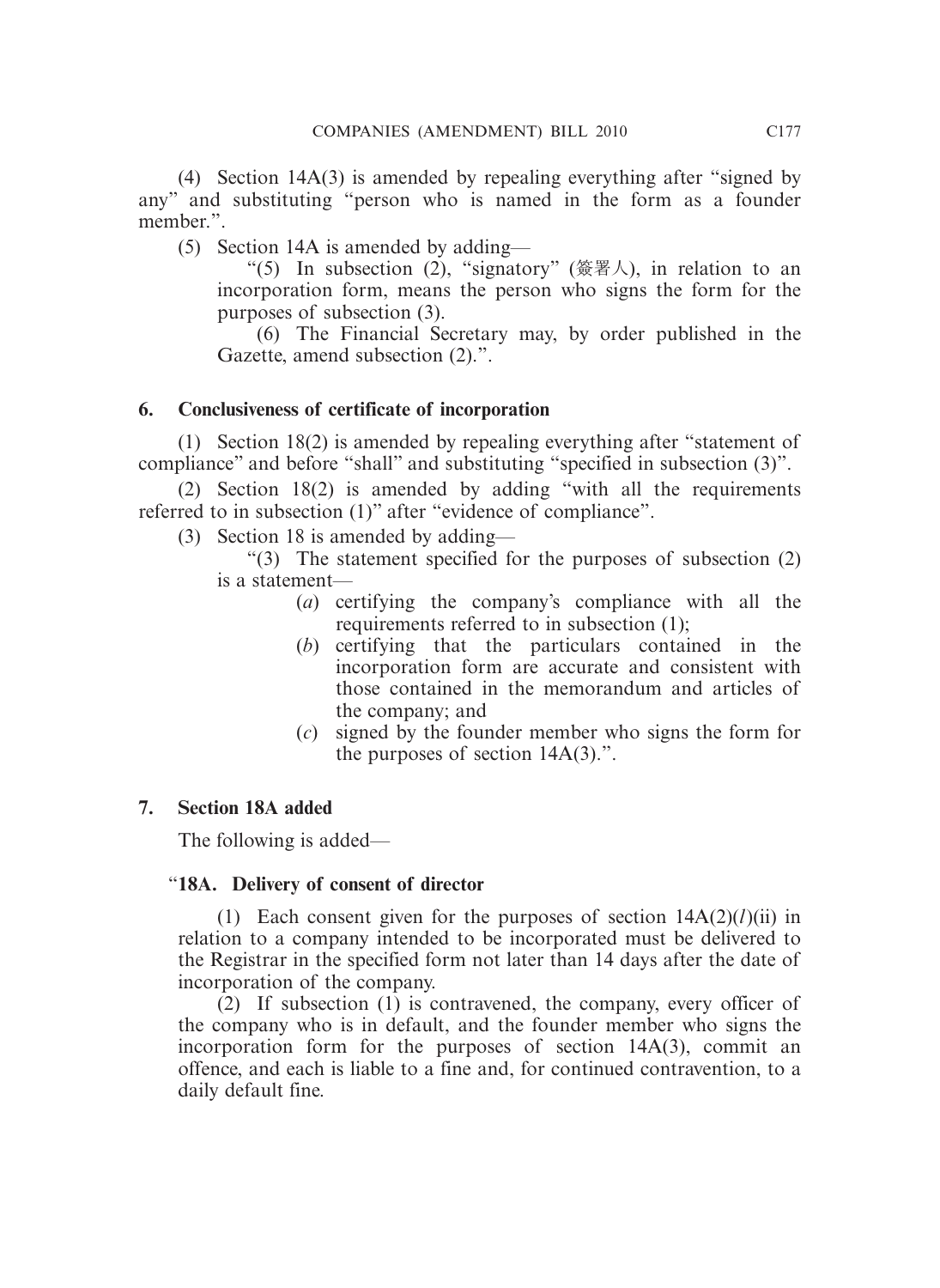(4) Section 14A(3) is amended by repealing everything after "signed by any" and substituting "person who is named in the form as a founder member.".

(5) Section 14A is amended by adding—

"(5) In subsection (2), "signatory" (簽署人), in relation to an incorporation form, means the person who signs the form for the purposes of subsection (3).

(6) The Financial Secretary may, by order published in the Gazette, amend subsection (2).".

**6. Conclusiveness of certificate of incorporation**

(1) Section 18(2) is amended by repealing everything after "statement of compliance" and before "shall" and substituting "specified in subsection (3)".

(2) Section 18(2) is amended by adding "with all the requirements referred to in subsection (1)" after "evidence of compliance".

(3) Section 18 is amended by adding—

"(3) The statement specified for the purposes of subsection (2) is a statement—

(*a*) certifying the company's compliance with all the requirements referred to in subsection (1);

(*b*) certifying that the particulars contained in the incorporation form are accurate and consistent with those contained in the memorandum and articles of the company; and

(*c*) signed by the founder member who signs the form for the purposes of section 14A(3).".

**7. Section 18A added**

The following is added—

"**18A. Delivery of consent of director**

(1) Each consent given for the purposes of section 14A(2)(*l*)(ii) in relation to a company intended to be incorporated must be delivered to the Registrar in the specified form not later than 14 days after the date of incorporation of the company.

(2) If subsection (1) is contravened, the company, every officer of the company who is in default, and the founder member who signs the incorporation form for the purposes of section 14A(3), commit an offence, and each is liable to a fine and, for continued contravention, to a daily default fine.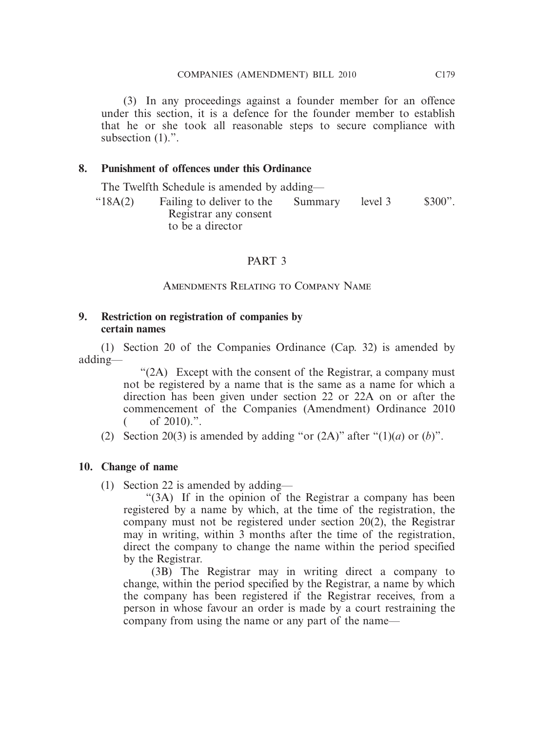(3) In any proceedings against a founder member for an offence under this section, it is a defence for the founder member to establish that he or she took all reasonable steps to secure compliance with subsection (1).".

**8. Punishment of offences under this Ordinance**

The Twelfth Schedule is amended by adding—

| | | | | |
|---|---|---|---|---|
| "18A(2) | Failing to deliver to the Registrar any consent to be a director | Summary | level 3 | $300". |

## PART 3

### Amendments Relating to Company Name

**9. Restriction on registration of companies by certain names**

(1) Section 20 of the Companies Ordinance (Cap. 32) is amended by adding—

"(2A) Except with the consent of the Registrar, a company must not be registered by a name that is the same as a name for which a direction has been given under section 22 or 22A on or after the commencement of the Companies (Amendment) Ordinance 2010 (    of 2010).".

(2) Section 20(3) is amended by adding "or (2A)" after "(1)(*a*) or (*b*)".

**10. Change of name**

(1) Section 22 is amended by adding—

"(3A) If in the opinion of the Registrar a company has been registered by a name by which, at the time of the registration, the company must not be registered under section 20(2), the Registrar may in writing, within 3 months after the time of the registration, direct the company to change the name within the period specified by the Registrar.

(3B) The Registrar may in writing direct a company to change, within the period specified by the Registrar, a name by which the company has been registered if the Registrar receives, from a person in whose favour an order is made by a court restraining the company from using the name or any part of the name—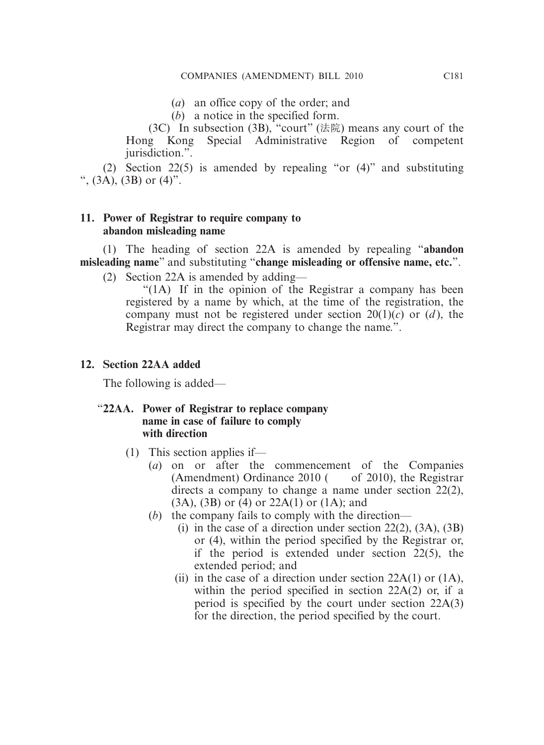(*a*) an office copy of the order; and

(*b*) a notice in the specified form.

(3C) In subsection (3B), "court" (法院) means any court of the Hong Kong Special Administrative Region of competent jurisdiction.".

(2) Section 22(5) is amended by repealing "or (4)" and substituting ", (3A), (3B) or (4)".

**11. Power of Registrar to require company to abandon misleading name**

(1) The heading of section 22A is amended by repealing "**abandon misleading name**" and substituting "**change misleading or offensive name, etc.**".

(2) Section 22A is amended by adding—

"(1A) If in the opinion of the Registrar a company has been registered by a name by which, at the time of the registration, the company must not be registered under section 20(1)(*c*) or (*d*), the Registrar may direct the company to change the name.".

**12. Section 22AA added**

The following is added—

"**22AA. Power of Registrar to replace company name in case of failure to comply with direction**

(1) This section applies if—

(*a*) on or after the commencement of the Companies (Amendment) Ordinance 2010 ( of 2010), the Registrar directs a company to change a name under section 22(2), (3A), (3B) or (4) or 22A(1) or (1A); and

(*b*) the company fails to comply with the direction—

(i) in the case of a direction under section 22(2), (3A), (3B) or (4), within the period specified by the Registrar or, if the period is extended under section 22(5), the extended period; and

(ii) in the case of a direction under section 22A(1) or (1A), within the period specified in section 22A(2) or, if a period is specified by the court under section 22A(3) for the direction, the period specified by the court.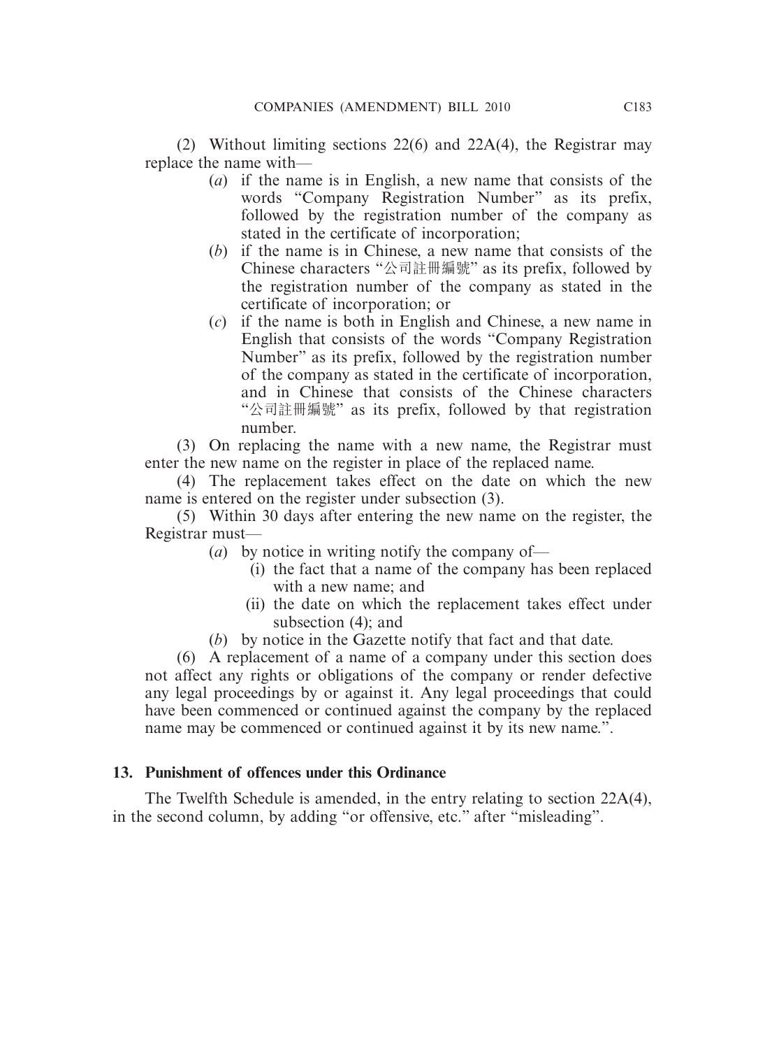(2) Without limiting sections 22(6) and 22A(4), the Registrar may replace the name with—

- (*a*) if the name is in English, a new name that consists of the words "Company Registration Number" as its prefix, followed by the registration number of the company as stated in the certificate of incorporation;
- (*b*) if the name is in Chinese, a new name that consists of the Chinese characters "公司註冊編號" as its prefix, followed by the registration number of the company as stated in the certificate of incorporation; or
- (*c*) if the name is both in English and Chinese, a new name in English that consists of the words "Company Registration Number" as its prefix, followed by the registration number of the company as stated in the certificate of incorporation, and in Chinese that consists of the Chinese characters "公司註冊編號" as its prefix, followed by that registration number.

(3) On replacing the name with a new name, the Registrar must enter the new name on the register in place of the replaced name.

(4) The replacement takes effect on the date on which the new name is entered on the register under subsection (3).

(5) Within 30 days after entering the new name on the register, the Registrar must—

- (*a*) by notice in writing notify the company of—
  - (i) the fact that a name of the company has been replaced with a new name; and
  - (ii) the date on which the replacement takes effect under subsection (4); and
- (*b*) by notice in the Gazette notify that fact and that date.

(6) A replacement of a name of a company under this section does not affect any rights or obligations of the company or render defective any legal proceedings by or against it. Any legal proceedings that could have been commenced or continued against the company by the replaced name may be commenced or continued against it by its new name.".

### 13. Punishment of offences under this Ordinance

The Twelfth Schedule is amended, in the entry relating to section 22A(4), in the second column, by adding "or offensive, etc." after "misleading".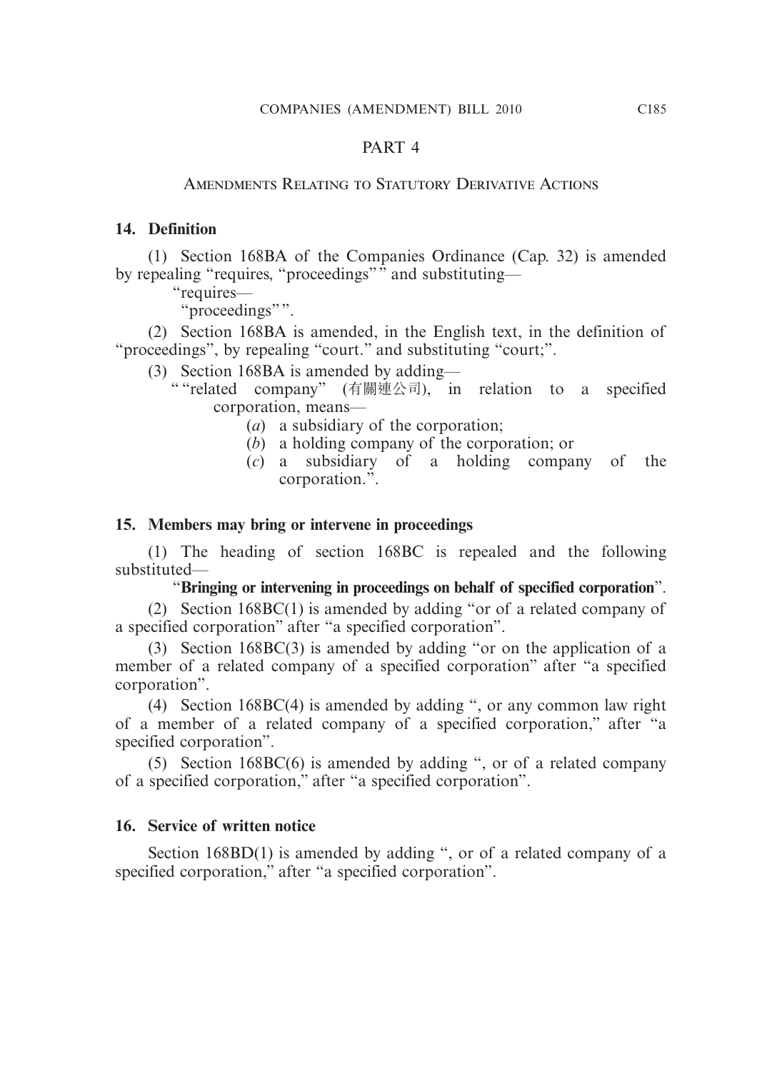## PART 4

### Amendments Relating to Statutory Derivative Actions

**14. Definition**

(1) Section 168BA of the Companies Ordinance (Cap. 32) is amended by repealing "requires, "proceedings"" and substituting—

"requires—

"proceedings"".

(2) Section 168BA is amended, in the English text, in the definition of "proceedings", by repealing "court." and substituting "court;".

(3) Section 168BA is amended by adding—

""related company" (有關連公司), in relation to a specified corporation, means—

(*a*) a subsidiary of the corporation;

(*b*) a holding company of the corporation; or

(*c*) a subsidiary of a holding company of the corporation.".

**15. Members may bring or intervene in proceedings**

(1) The heading of section 168BC is repealed and the following substituted—

"**Bringing or intervening in proceedings on behalf of specified corporation**".

(2) Section 168BC(1) is amended by adding "or of a related company of a specified corporation" after "a specified corporation".

(3) Section 168BC(3) is amended by adding "or on the application of a member of a related company of a specified corporation" after "a specified corporation".

(4) Section 168BC(4) is amended by adding ", or any common law right of a member of a related company of a specified corporation," after "a specified corporation".

(5) Section 168BC(6) is amended by adding ", or of a related company of a specified corporation," after "a specified corporation".

**16. Service of written notice**

Section 168BD(1) is amended by adding ", or of a related company of a specified corporation," after "a specified corporation".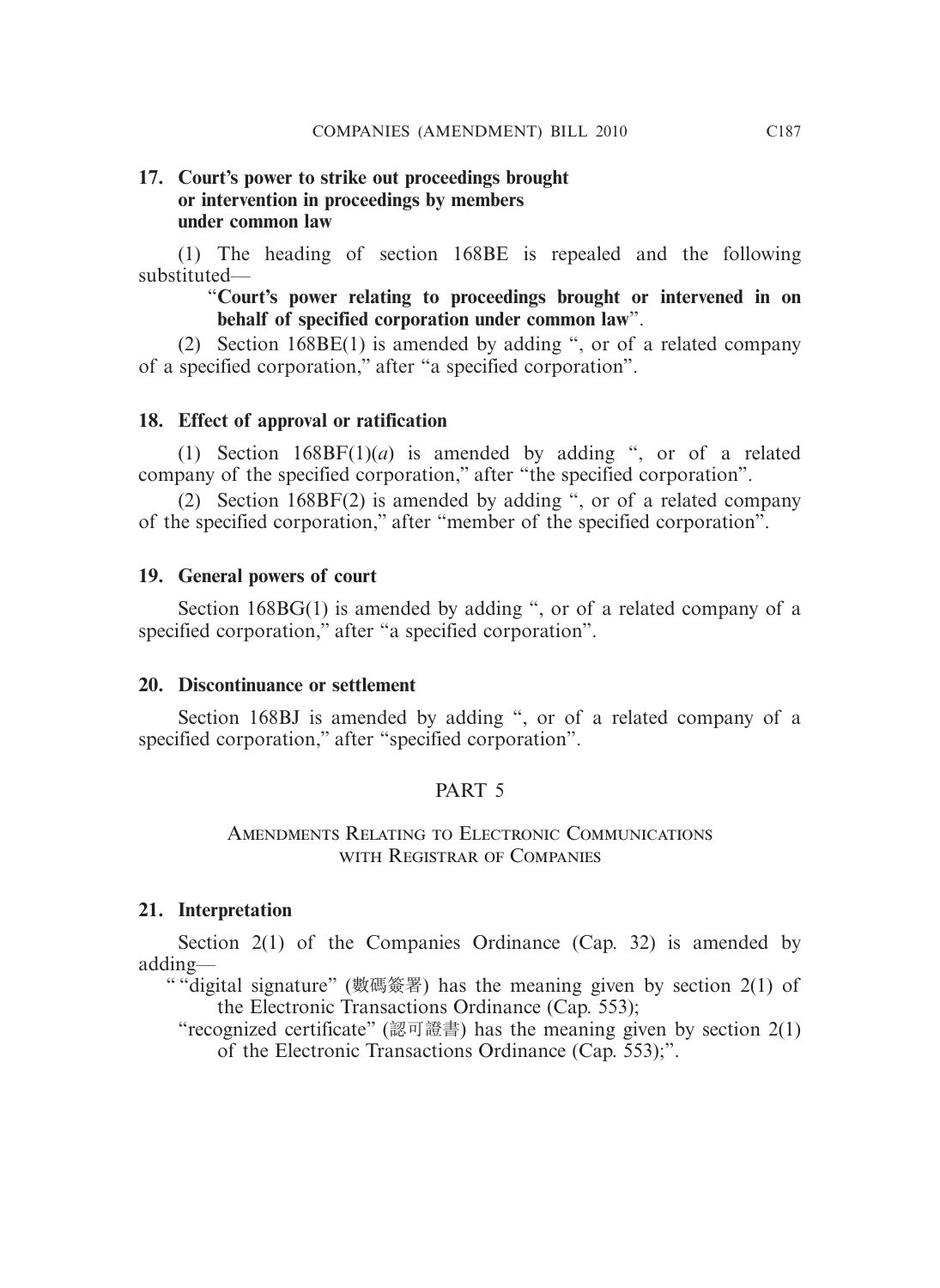### 17. Court's power to strike out proceedings brought or intervention in proceedings by members under common law

(1) The heading of section 168BE is repealed and the following substituted—

"**Court's power relating to proceedings brought or intervened in on behalf of specified corporation under common law**".

(2) Section 168BE(1) is amended by adding ", or of a related company of a specified corporation," after "a specified corporation".

### 18. Effect of approval or ratification

(1) Section 168BF(1)(*a*) is amended by adding ", or of a related company of the specified corporation," after "the specified corporation".

(2) Section 168BF(2) is amended by adding ", or of a related company of the specified corporation," after "member of the specified corporation".

### 19. General powers of court

Section 168BG(1) is amended by adding ", or of a related company of a specified corporation," after "a specified corporation".

### 20. Discontinuance or settlement

Section 168BJ is amended by adding ", or of a related company of a specified corporation," after "specified corporation".

## PART 5

## Amendments Relating to Electronic Communications with Registrar of Companies

### 21. Interpretation

Section 2(1) of the Companies Ordinance (Cap. 32) is amended by adding—

" "digital signature" (數碼簽署) has the meaning given by section 2(1) of the Electronic Transactions Ordinance (Cap. 553);

"recognized certificate" (認可證書) has the meaning given by section 2(1) of the Electronic Transactions Ordinance (Cap. 553);".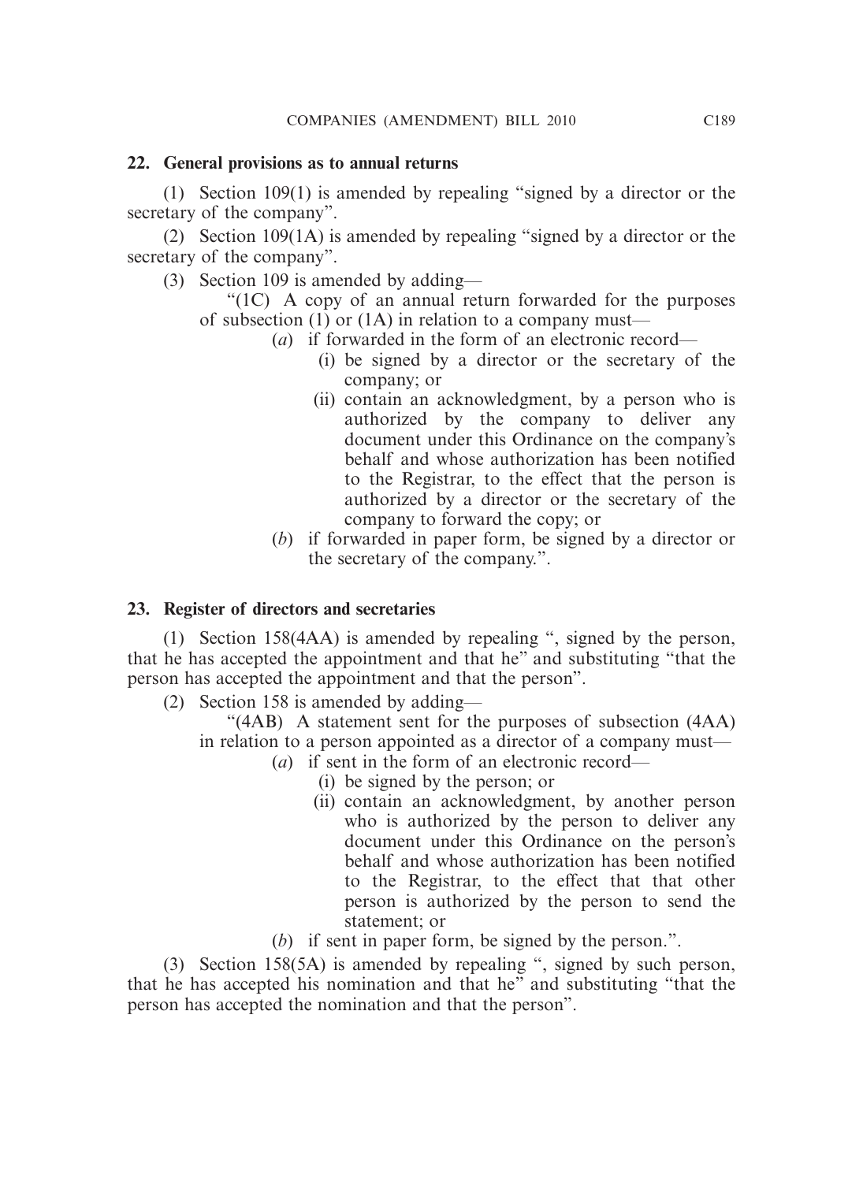**22. General provisions as to annual returns**

(1) Section 109(1) is amended by repealing "signed by a director or the secretary of the company".

(2) Section 109(1A) is amended by repealing "signed by a director or the secretary of the company".

(3) Section 109 is amended by adding—

"(1C) A copy of an annual return forwarded for the purposes of subsection (1) or (1A) in relation to a company must—

(*a*) if forwarded in the form of an electronic record—

(i) be signed by a director or the secretary of the company; or

(ii) contain an acknowledgment, by a person who is authorized by the company to deliver any document under this Ordinance on the company's behalf and whose authorization has been notified to the Registrar, to the effect that the person is authorized by a director or the secretary of the company to forward the copy; or

(*b*) if forwarded in paper form, be signed by a director or the secretary of the company.".

**23. Register of directors and secretaries**

(1) Section 158(4AA) is amended by repealing ", signed by the person, that he has accepted the appointment and that he" and substituting "that the person has accepted the appointment and that the person".

(2) Section 158 is amended by adding—

"(4AB) A statement sent for the purposes of subsection (4AA) in relation to a person appointed as a director of a company must—

(*a*) if sent in the form of an electronic record—

(i) be signed by the person; or

(ii) contain an acknowledgment, by another person who is authorized by the person to deliver any document under this Ordinance on the person's behalf and whose authorization has been notified to the Registrar, to the effect that that other person is authorized by the person to send the statement; or

(*b*) if sent in paper form, be signed by the person.".

(3) Section 158(5A) is amended by repealing ", signed by such person, that he has accepted his nomination and that he" and substituting "that the person has accepted the nomination and that the person".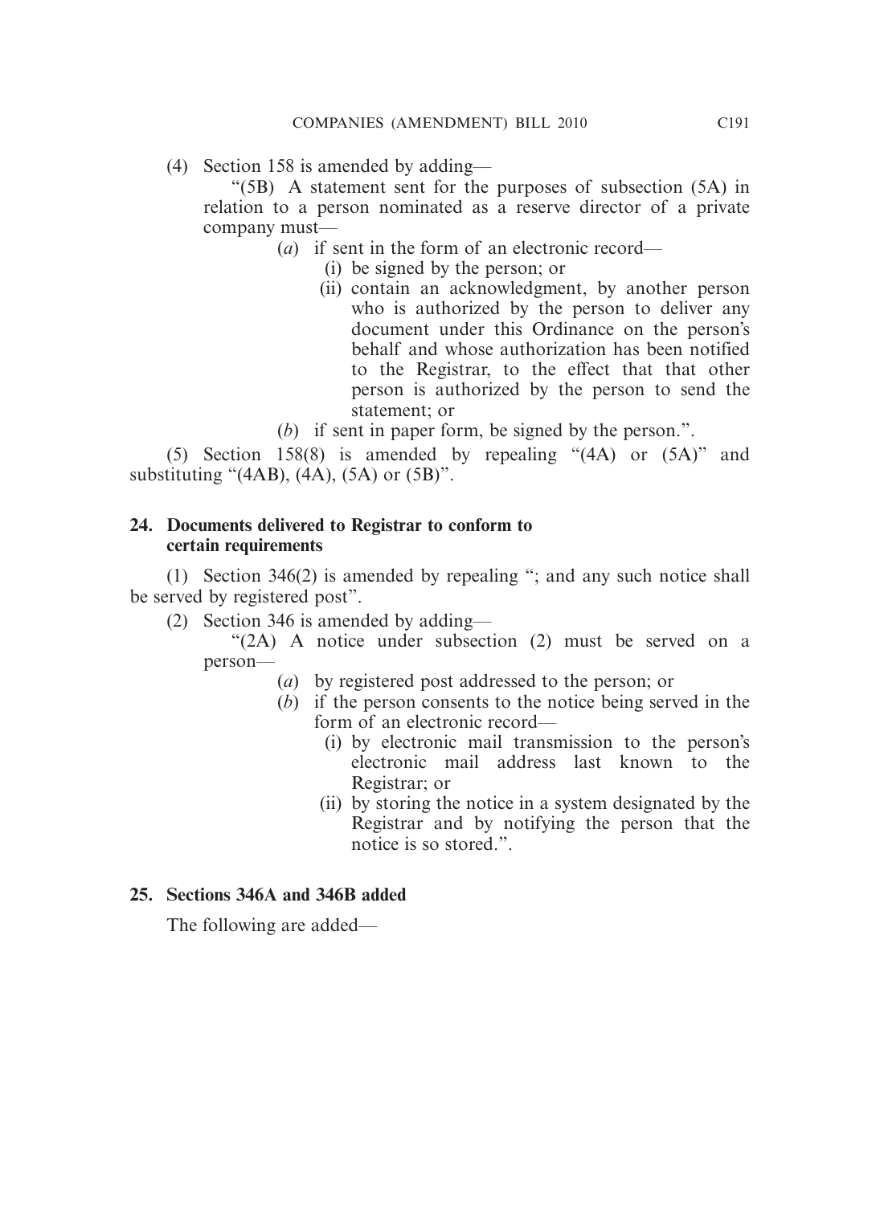(4) Section 158 is amended by adding—

"(5B) A statement sent for the purposes of subsection (5A) in relation to a person nominated as a reserve director of a private company must—

(*a*) if sent in the form of an electronic record—

(i) be signed by the person; or

(ii) contain an acknowledgment, by another person who is authorized by the person to deliver any document under this Ordinance on the person's behalf and whose authorization has been notified to the Registrar, to the effect that that other person is authorized by the person to send the statement; or

(*b*) if sent in paper form, be signed by the person.".

(5) Section 158(8) is amended by repealing "(4A) or (5A)" and substituting "(4AB), (4A), (5A) or (5B)".

**24. Documents delivered to Registrar to conform to certain requirements**

(1) Section 346(2) is amended by repealing "; and any such notice shall be served by registered post".

(2) Section 346 is amended by adding—

"(2A) A notice under subsection (2) must be served on a person—

(*a*) by registered post addressed to the person; or

(*b*) if the person consents to the notice being served in the form of an electronic record—

(i) by electronic mail transmission to the person's electronic mail address last known to the Registrar; or

(ii) by storing the notice in a system designated by the Registrar and by notifying the person that the notice is so stored.".

**25. Sections 346A and 346B added**

The following are added—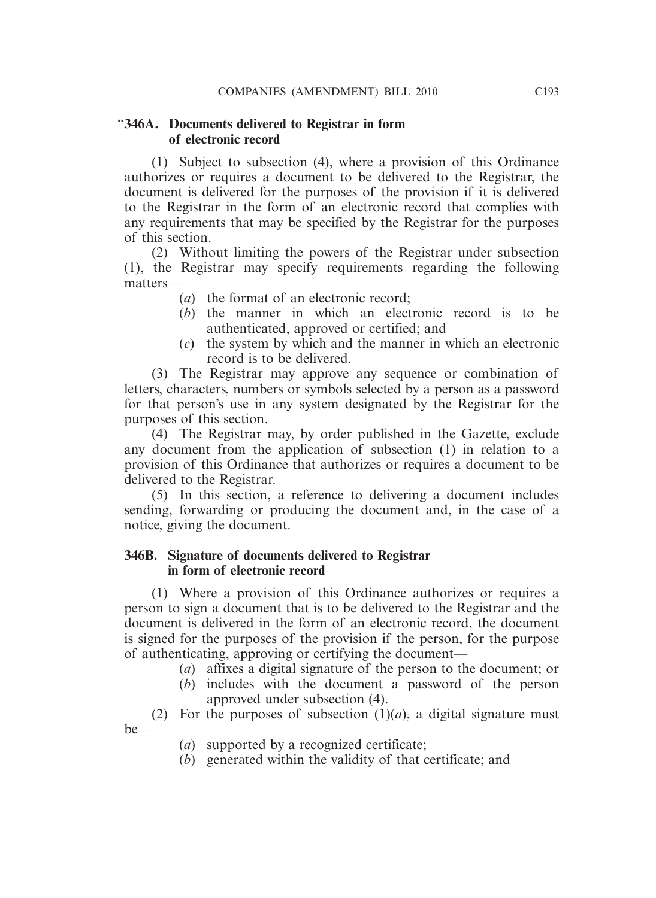### "346A. Documents delivered to Registrar in form of electronic record

(1) Subject to subsection (4), where a provision of this Ordinance authorizes or requires a document to be delivered to the Registrar, the document is delivered for the purposes of the provision if it is delivered to the Registrar in the form of an electronic record that complies with any requirements that may be specified by the Registrar for the purposes of this section.

(2) Without limiting the powers of the Registrar under subsection (1), the Registrar may specify requirements regarding the following matters—

(*a*) the format of an electronic record;

(*b*) the manner in which an electronic record is to be authenticated, approved or certified; and

(*c*) the system by which and the manner in which an electronic record is to be delivered.

(3) The Registrar may approve any sequence or combination of letters, characters, numbers or symbols selected by a person as a password for that person's use in any system designated by the Registrar for the purposes of this section.

(4) The Registrar may, by order published in the Gazette, exclude any document from the application of subsection (1) in relation to a provision of this Ordinance that authorizes or requires a document to be delivered to the Registrar.

(5) In this section, a reference to delivering a document includes sending, forwarding or producing the document and, in the case of a notice, giving the document.

### 346B. Signature of documents delivered to Registrar in form of electronic record

(1) Where a provision of this Ordinance authorizes or requires a person to sign a document that is to be delivered to the Registrar and the document is delivered in the form of an electronic record, the document is signed for the purposes of the provision if the person, for the purpose of authenticating, approving or certifying the document—

(*a*) affixes a digital signature of the person to the document; or

(*b*) includes with the document a password of the person approved under subsection (4).

(2) For the purposes of subsection (1)(*a*), a digital signature must be—

(*a*) supported by a recognized certificate;

(*b*) generated within the validity of that certificate; and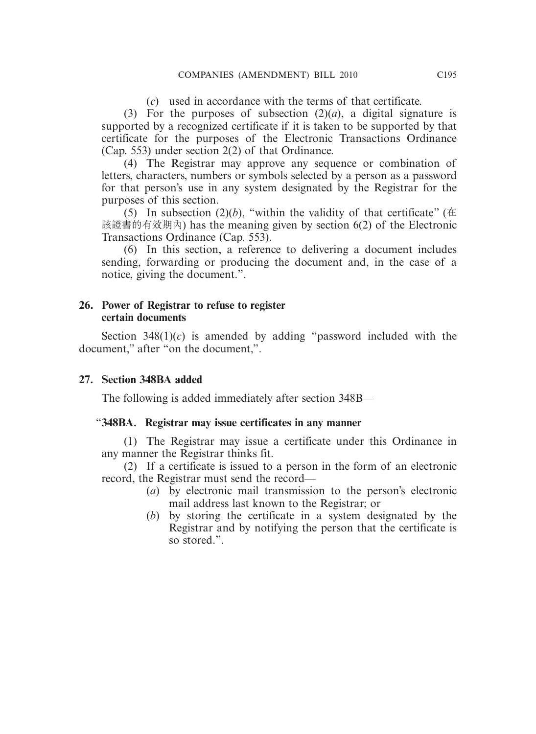(*c*) used in accordance with the terms of that certificate.

(3) For the purposes of subsection (2)(*a*), a digital signature is supported by a recognized certificate if it is taken to be supported by that certificate for the purposes of the Electronic Transactions Ordinance (Cap. 553) under section 2(2) of that Ordinance.

(4) The Registrar may approve any sequence or combination of letters, characters, numbers or symbols selected by a person as a password for that person's use in any system designated by the Registrar for the purposes of this section.

(5) In subsection (2)(*b*), "within the validity of that certificate" (在該證書的有效期內) has the meaning given by section 6(2) of the Electronic Transactions Ordinance (Cap. 553).

(6) In this section, a reference to delivering a document includes sending, forwarding or producing the document and, in the case of a notice, giving the document.".

**26. Power of Registrar to refuse to register certain documents**

Section 348(1)(*c*) is amended by adding "password included with the document," after "on the document,".

**27. Section 348BA added**

The following is added immediately after section 348B—

"**348BA. Registrar may issue certificates in any manner**

(1) The Registrar may issue a certificate under this Ordinance in any manner the Registrar thinks fit.

(2) If a certificate is issued to a person in the form of an electronic record, the Registrar must send the record—

(*a*) by electronic mail transmission to the person's electronic mail address last known to the Registrar; or

(*b*) by storing the certificate in a system designated by the Registrar and by notifying the person that the certificate is so stored.".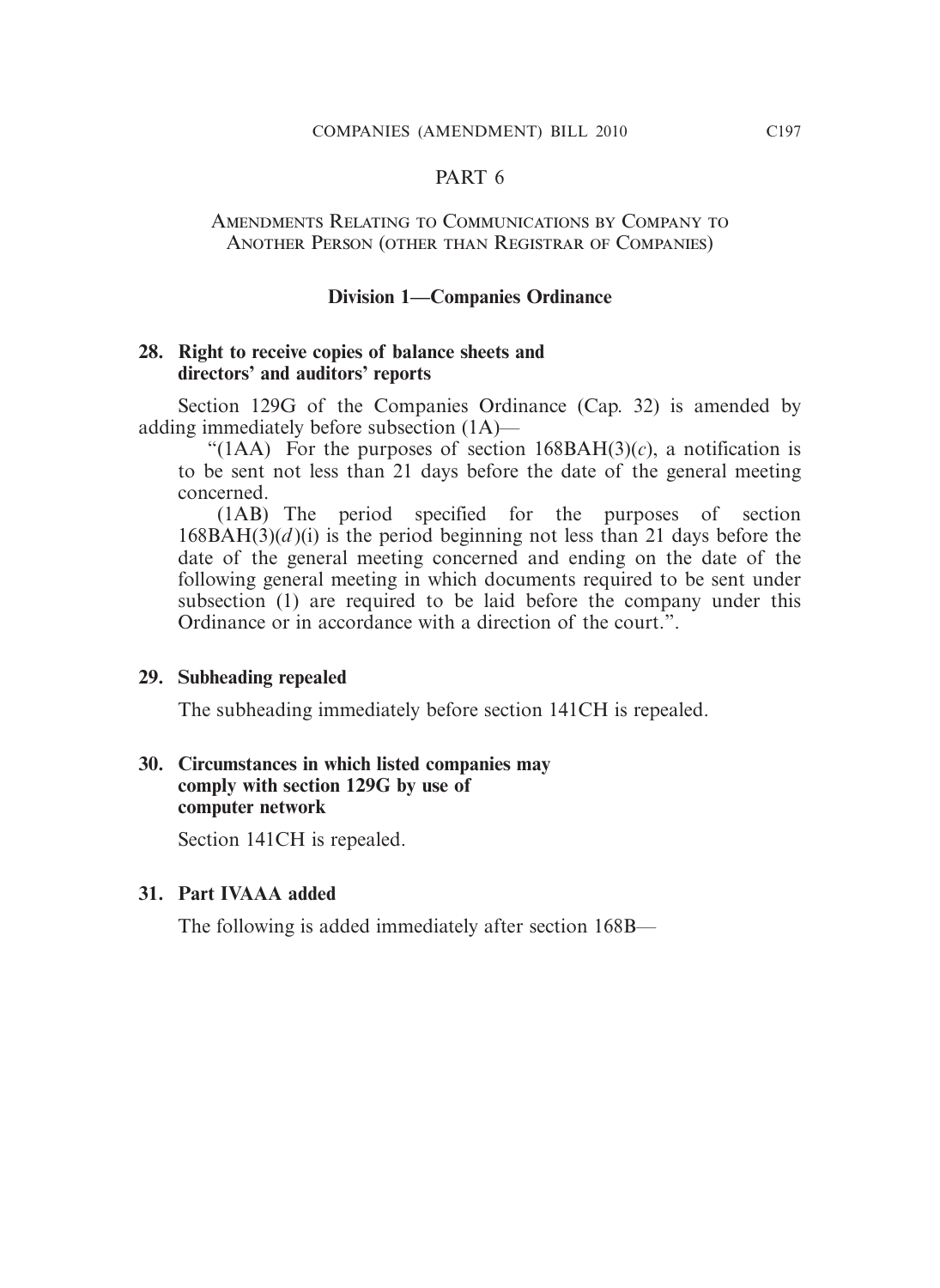## PART 6

### Amendments Relating to Communications by Company to Another Person (other than Registrar of Companies)

### Division 1—Companies Ordinance

**28. Right to receive copies of balance sheets and directors' and auditors' reports**

Section 129G of the Companies Ordinance (Cap. 32) is amended by adding immediately before subsection (1A)—

"(1AA) For the purposes of section 168BAH(3)(*c*), a notification is to be sent not less than 21 days before the date of the general meeting concerned.

(1AB) The period specified for the purposes of section 168BAH(3)(*d*)(i) is the period beginning not less than 21 days before the date of the general meeting concerned and ending on the date of the following general meeting in which documents required to be sent under subsection (1) are required to be laid before the company under this Ordinance or in accordance with a direction of the court.".

**29. Subheading repealed**

The subheading immediately before section 141CH is repealed.

**30. Circumstances in which listed companies may comply with section 129G by use of computer network**

Section 141CH is repealed.

**31. Part IVAAA added**

The following is added immediately after section 168B—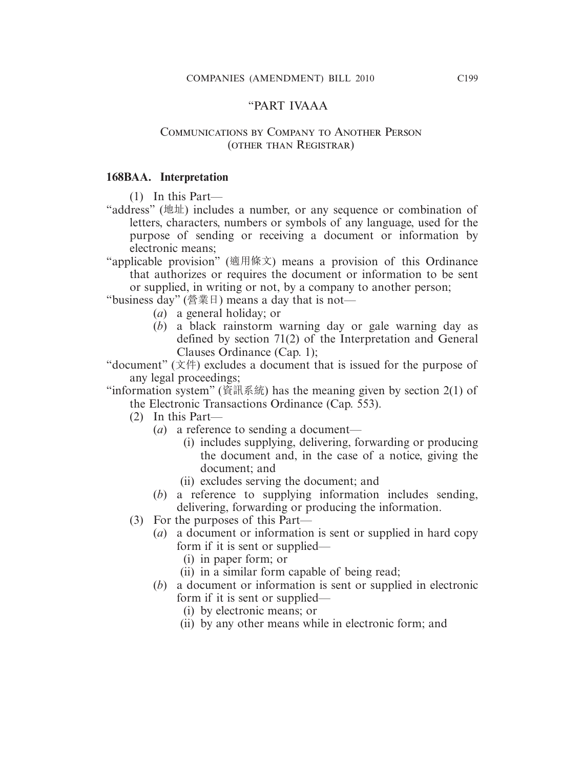"PART IVAAA

## Communications by Company to Another Person (other than Registrar)

**168BAA. Interpretation**

(1) In this Part—

"address" (地址) includes a number, or any sequence or combination of letters, characters, numbers or symbols of any language, used for the purpose of sending or receiving a document or information by electronic means;

"applicable provision" (適用條文) means a provision of this Ordinance that authorizes or requires the document or information to be sent or supplied, in writing or not, by a company to another person;

"business day" (營業日) means a day that is not—

(*a*) a general holiday; or

(*b*) a black rainstorm warning day or gale warning day as defined by section 71(2) of the Interpretation and General Clauses Ordinance (Cap. 1);

"document" (文件) excludes a document that is issued for the purpose of any legal proceedings;

"information system" (資訊系統) has the meaning given by section 2(1) of the Electronic Transactions Ordinance (Cap. 553).

(2) In this Part—

(*a*) a reference to sending a document—

(i) includes supplying, delivering, forwarding or producing the document and, in the case of a notice, giving the document; and

(ii) excludes serving the document; and

(*b*) a reference to supplying information includes sending, delivering, forwarding or producing the information.

(3) For the purposes of this Part—

(*a*) a document or information is sent or supplied in hard copy form if it is sent or supplied—

(i) in paper form; or

(ii) in a similar form capable of being read;

(*b*) a document or information is sent or supplied in electronic form if it is sent or supplied—

(i) by electronic means; or

(ii) by any other means while in electronic form; and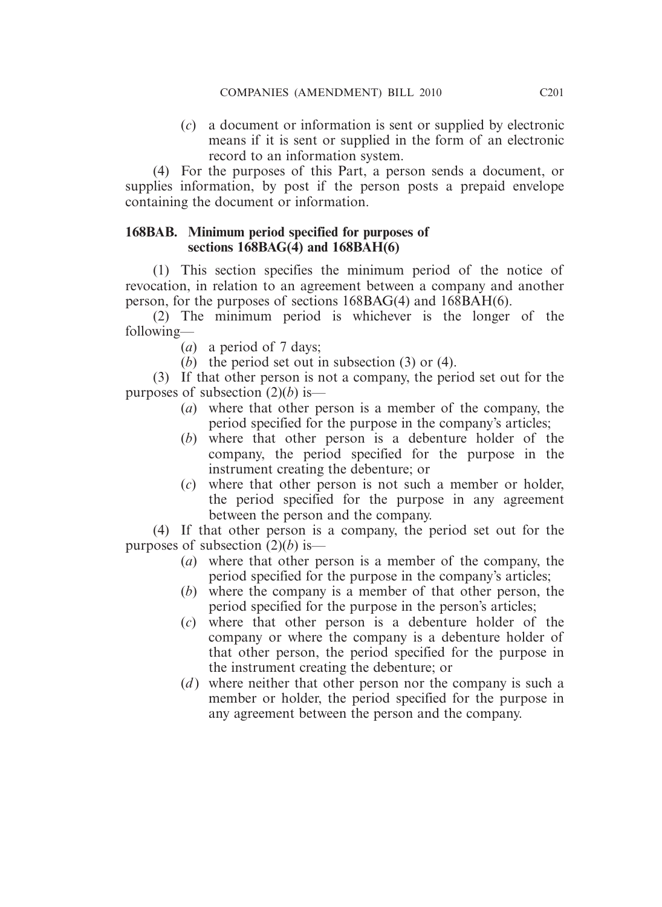(*c*) a document or information is sent or supplied by electronic means if it is sent or supplied in the form of an electronic record to an information system.

(4) For the purposes of this Part, a person sends a document, or supplies information, by post if the person posts a prepaid envelope containing the document or information.

### 168BAB. Minimum period specified for purposes of sections 168BAG(4) and 168BAH(6)

(1) This section specifies the minimum period of the notice of revocation, in relation to an agreement between a company and another person, for the purposes of sections 168BAG(4) and 168BAH(6).

(2) The minimum period is whichever is the longer of the following—

(*a*) a period of 7 days;

(*b*) the period set out in subsection (3) or (4).

(3) If that other person is not a company, the period set out for the purposes of subsection (2)(*b*) is—

(*a*) where that other person is a member of the company, the period specified for the purpose in the company's articles;

(*b*) where that other person is a debenture holder of the company, the period specified for the purpose in the instrument creating the debenture; or

(*c*) where that other person is not such a member or holder, the period specified for the purpose in any agreement between the person and the company.

(4) If that other person is a company, the period set out for the purposes of subsection (2)(*b*) is—

(*a*) where that other person is a member of the company, the period specified for the purpose in the company's articles;

(*b*) where the company is a member of that other person, the period specified for the purpose in the person's articles;

(*c*) where that other person is a debenture holder of the company or where the company is a debenture holder of that other person, the period specified for the purpose in the instrument creating the debenture; or

(*d*) where neither that other person nor the company is such a member or holder, the period specified for the purpose in any agreement between the person and the company.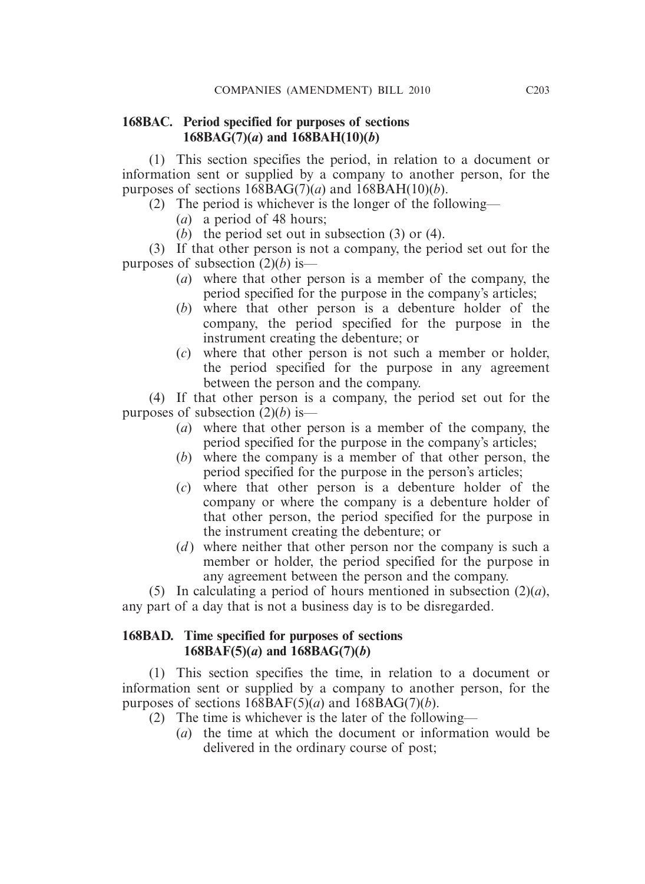### 168BAC. Period specified for purposes of sections 168BAG(7)(*a*) and 168BAH(10)(*b*)

(1) This section specifies the period, in relation to a document or information sent or supplied by a company to another person, for the purposes of sections 168BAG(7)(*a*) and 168BAH(10)(*b*).

(2) The period is whichever is the longer of the following—

- (*a*) a period of 48 hours;
- (*b*) the period set out in subsection (3) or (4).

(3) If that other person is not a company, the period set out for the purposes of subsection (2)(*b*) is—

- (*a*) where that other person is a member of the company, the period specified for the purpose in the company's articles;
- (*b*) where that other person is a debenture holder of the company, the period specified for the purpose in the instrument creating the debenture; or
- (*c*) where that other person is not such a member or holder, the period specified for the purpose in any agreement between the person and the company.

(4) If that other person is a company, the period set out for the purposes of subsection (2)(*b*) is—

- (*a*) where that other person is a member of the company, the period specified for the purpose in the company's articles;
- (*b*) where the company is a member of that other person, the period specified for the purpose in the person's articles;
- (*c*) where that other person is a debenture holder of the company or where the company is a debenture holder of that other person, the period specified for the purpose in the instrument creating the debenture; or
- (*d*) where neither that other person nor the company is such a member or holder, the period specified for the purpose in any agreement between the person and the company.

(5) In calculating a period of hours mentioned in subsection (2)(*a*), any part of a day that is not a business day is to be disregarded.

### 168BAD. Time specified for purposes of sections 168BAF(5)(*a*) and 168BAG(7)(*b*)

(1) This section specifies the time, in relation to a document or information sent or supplied by a company to another person, for the purposes of sections 168BAF(5)(*a*) and 168BAG(7)(*b*).

(2) The time is whichever is the later of the following—

- (*a*) the time at which the document or information would be delivered in the ordinary course of post;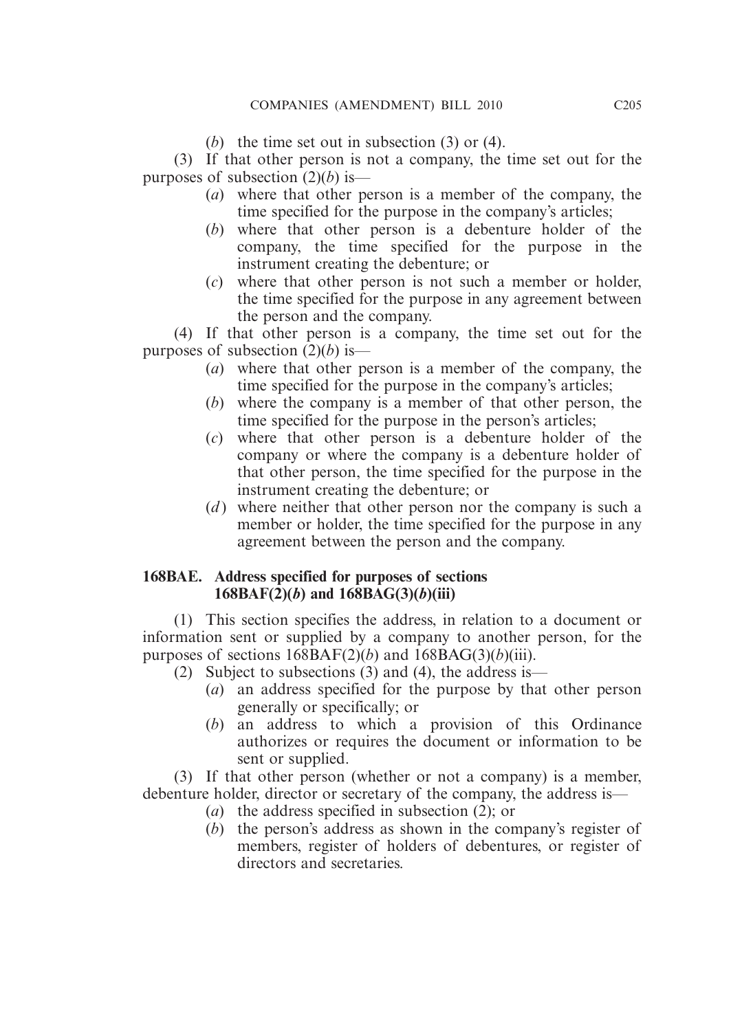(*b*) the time set out in subsection (3) or (4).

(3) If that other person is not a company, the time set out for the purposes of subsection (2)(*b*) is—

(*a*) where that other person is a member of the company, the time specified for the purpose in the company's articles;

(*b*) where that other person is a debenture holder of the company, the time specified for the purpose in the instrument creating the debenture; or

(*c*) where that other person is not such a member or holder, the time specified for the purpose in any agreement between the person and the company.

(4) If that other person is a company, the time set out for the purposes of subsection (2)(*b*) is—

(*a*) where that other person is a member of the company, the time specified for the purpose in the company's articles;

(*b*) where the company is a member of that other person, the time specified for the purpose in the person's articles;

(*c*) where that other person is a debenture holder of the company or where the company is a debenture holder of that other person, the time specified for the purpose in the instrument creating the debenture; or

(*d*) where neither that other person nor the company is such a member or holder, the time specified for the purpose in any agreement between the person and the company.

**168BAE. Address specified for purposes of sections 168BAF(2)(*b*) and 168BAG(3)(*b*)(iii)**

(1) This section specifies the address, in relation to a document or information sent or supplied by a company to another person, for the purposes of sections 168BAF(2)(*b*) and 168BAG(3)(*b*)(iii).

(2) Subject to subsections (3) and (4), the address is—

(*a*) an address specified for the purpose by that other person generally or specifically; or

(*b*) an address to which a provision of this Ordinance authorizes or requires the document or information to be sent or supplied.

(3) If that other person (whether or not a company) is a member, debenture holder, director or secretary of the company, the address is—

(*a*) the address specified in subsection (2); or

(*b*) the person's address as shown in the company's register of members, register of holders of debentures, or register of directors and secretaries.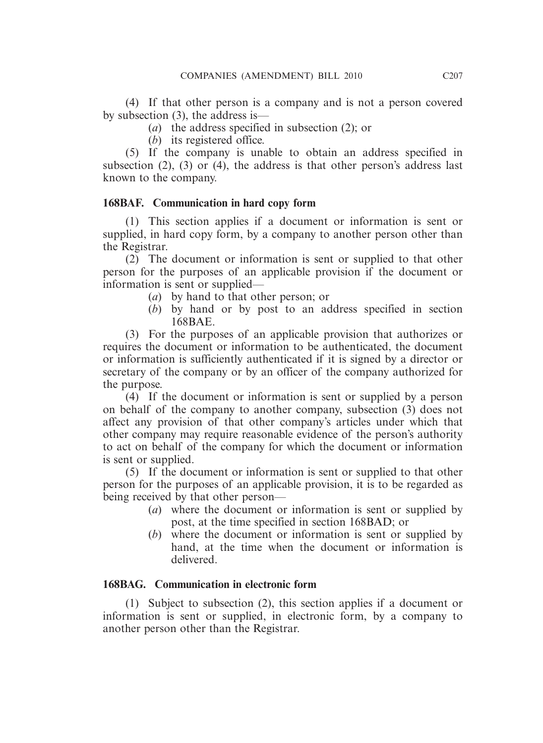(4) If that other person is a company and is not a person covered by subsection (3), the address is—

(*a*) the address specified in subsection (2); or

(*b*) its registered office.

(5) If the company is unable to obtain an address specified in subsection (2), (3) or (4), the address is that other person's address last known to the company.

**168BAF. Communication in hard copy form**

(1) This section applies if a document or information is sent or supplied, in hard copy form, by a company to another person other than the Registrar.

(2) The document or information is sent or supplied to that other person for the purposes of an applicable provision if the document or information is sent or supplied—

(*a*) by hand to that other person; or

(*b*) by hand or by post to an address specified in section 168BAE.

(3) For the purposes of an applicable provision that authorizes or requires the document or information to be authenticated, the document or information is sufficiently authenticated if it is signed by a director or secretary of the company or by an officer of the company authorized for the purpose.

(4) If the document or information is sent or supplied by a person on behalf of the company to another company, subsection (3) does not affect any provision of that other company's articles under which that other company may require reasonable evidence of the person's authority to act on behalf of the company for which the document or information is sent or supplied.

(5) If the document or information is sent or supplied to that other person for the purposes of an applicable provision, it is to be regarded as being received by that other person—

(*a*) where the document or information is sent or supplied by post, at the time specified in section 168BAD; or

(*b*) where the document or information is sent or supplied by hand, at the time when the document or information is delivered.

**168BAG. Communication in electronic form**

(1) Subject to subsection (2), this section applies if a document or information is sent or supplied, in electronic form, by a company to another person other than the Registrar.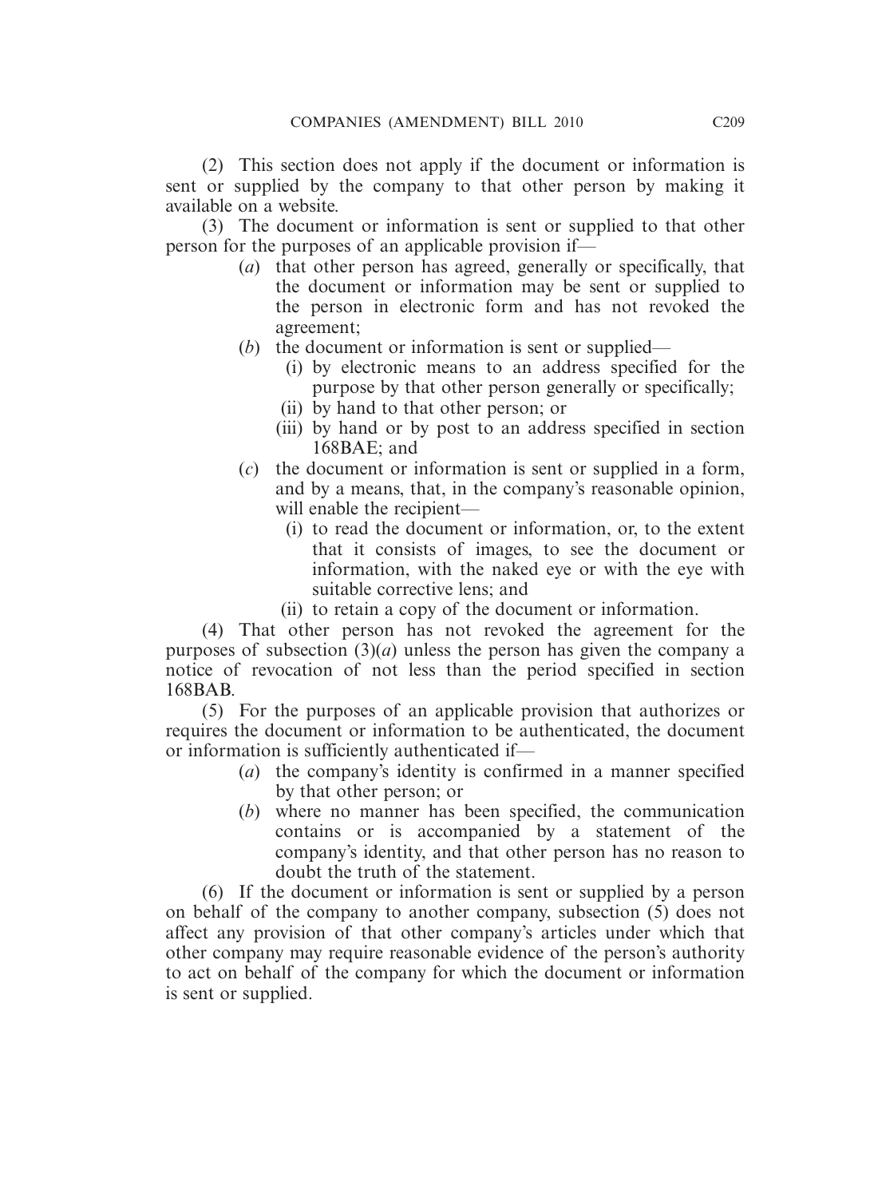(2) This section does not apply if the document or information is sent or supplied by the company to that other person by making it available on a website.

(3) The document or information is sent or supplied to that other person for the purposes of an applicable provision if—

- (*a*) that other person has agreed, generally or specifically, that the document or information may be sent or supplied to the person in electronic form and has not revoked the agreement;
- (*b*) the document or information is sent or supplied—
  - (i) by electronic means to an address specified for the purpose by that other person generally or specifically;
  - (ii) by hand to that other person; or
  - (iii) by hand or by post to an address specified in section 168BAE; and
- (*c*) the document or information is sent or supplied in a form, and by a means, that, in the company's reasonable opinion, will enable the recipient—
  - (i) to read the document or information, or, to the extent that it consists of images, to see the document or information, with the naked eye or with the eye with suitable corrective lens; and
  - (ii) to retain a copy of the document or information.

(4) That other person has not revoked the agreement for the purposes of subsection (3)(*a*) unless the person has given the company a notice of revocation of not less than the period specified in section 168BAB.

(5) For the purposes of an applicable provision that authorizes or requires the document or information to be authenticated, the document or information is sufficiently authenticated if—

- (*a*) the company's identity is confirmed in a manner specified by that other person; or
- (*b*) where no manner has been specified, the communication contains or is accompanied by a statement of the company's identity, and that other person has no reason to doubt the truth of the statement.

(6) If the document or information is sent or supplied by a person on behalf of the company to another company, subsection (5) does not affect any provision of that other company's articles under which that other company may require reasonable evidence of the person's authority to act on behalf of the company for which the document or information is sent or supplied.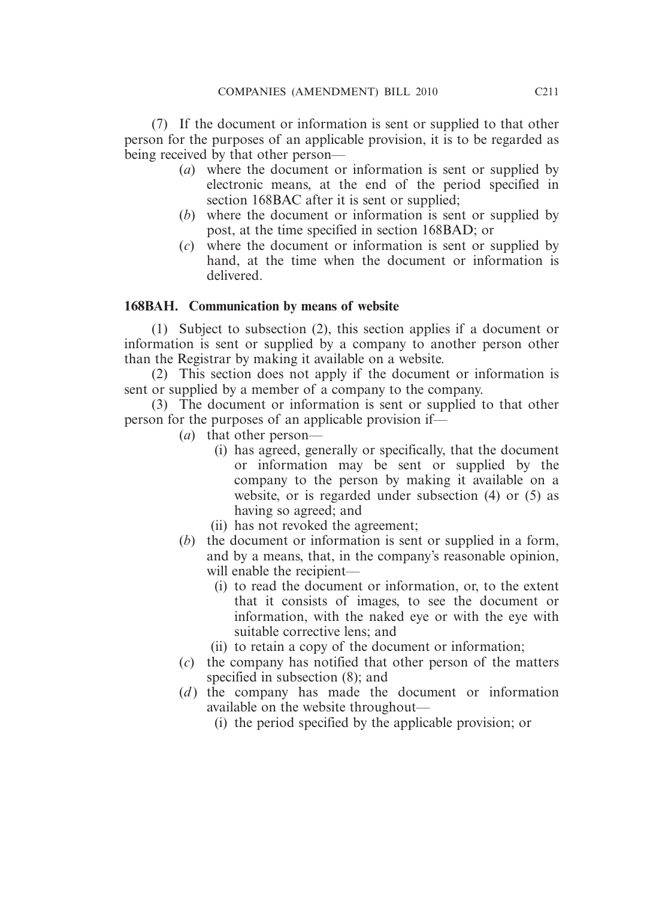(7) If the document or information is sent or supplied to that other person for the purposes of an applicable provision, it is to be regarded as being received by that other person—

- (*a*) where the document or information is sent or supplied by electronic means, at the end of the period specified in section 168BAC after it is sent or supplied;
- (*b*) where the document or information is sent or supplied by post, at the time specified in section 168BAD; or
- (*c*) where the document or information is sent or supplied by hand, at the time when the document or information is delivered.

### 168BAH. Communication by means of website

(1) Subject to subsection (2), this section applies if a document or information is sent or supplied by a company to another person other than the Registrar by making it available on a website.

(2) This section does not apply if the document or information is sent or supplied by a member of a company to the company.

(3) The document or information is sent or supplied to that other person for the purposes of an applicable provision if—

- (*a*) that other person—
  - (i) has agreed, generally or specifically, that the document or information may be sent or supplied by the company to the person by making it available on a website, or is regarded under subsection (4) or (5) as having so agreed; and
  - (ii) has not revoked the agreement;
- (*b*) the document or information is sent or supplied in a form, and by a means, that, in the company's reasonable opinion, will enable the recipient—
  - (i) to read the document or information, or, to the extent that it consists of images, to see the document or information, with the naked eye or with the eye with suitable corrective lens; and
  - (ii) to retain a copy of the document or information;
- (*c*) the company has notified that other person of the matters specified in subsection (8); and
- (*d*) the company has made the document or information available on the website throughout—
  - (i) the period specified by the applicable provision; or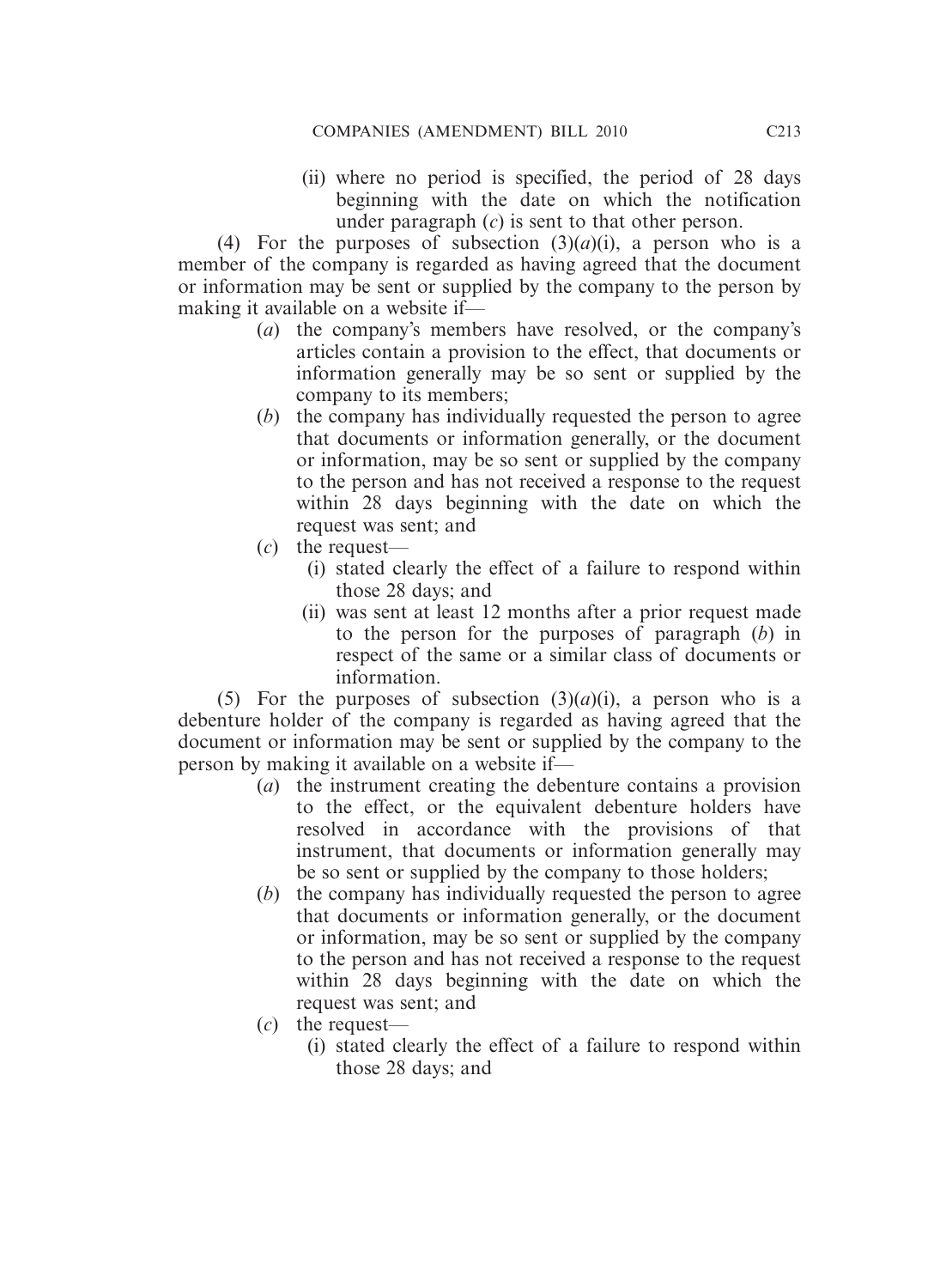(ii) where no period is specified, the period of 28 days beginning with the date on which the notification under paragraph (*c*) is sent to that other person.

(4) For the purposes of subsection (3)(*a*)(i), a person who is a member of the company is regarded as having agreed that the document or information may be sent or supplied by the company to the person by making it available on a website if—

- (*a*) the company's members have resolved, or the company's articles contain a provision to the effect, that documents or information generally may be so sent or supplied by the company to its members;
- (*b*) the company has individually requested the person to agree that documents or information generally, or the document or information, may be so sent or supplied by the company to the person and has not received a response to the request within 28 days beginning with the date on which the request was sent; and
- (*c*) the request—
  - (i) stated clearly the effect of a failure to respond within those 28 days; and
  - (ii) was sent at least 12 months after a prior request made to the person for the purposes of paragraph (*b*) in respect of the same or a similar class of documents or information.

(5) For the purposes of subsection (3)(*a*)(i), a person who is a debenture holder of the company is regarded as having agreed that the document or information may be sent or supplied by the company to the person by making it available on a website if—

- (*a*) the instrument creating the debenture contains a provision to the effect, or the equivalent debenture holders have resolved in accordance with the provisions of that instrument, that documents or information generally may be so sent or supplied by the company to those holders;
- (*b*) the company has individually requested the person to agree that documents or information generally, or the document or information, may be so sent or supplied by the company to the person and has not received a response to the request within 28 days beginning with the date on which the request was sent; and
- (*c*) the request—
  - (i) stated clearly the effect of a failure to respond within those 28 days; and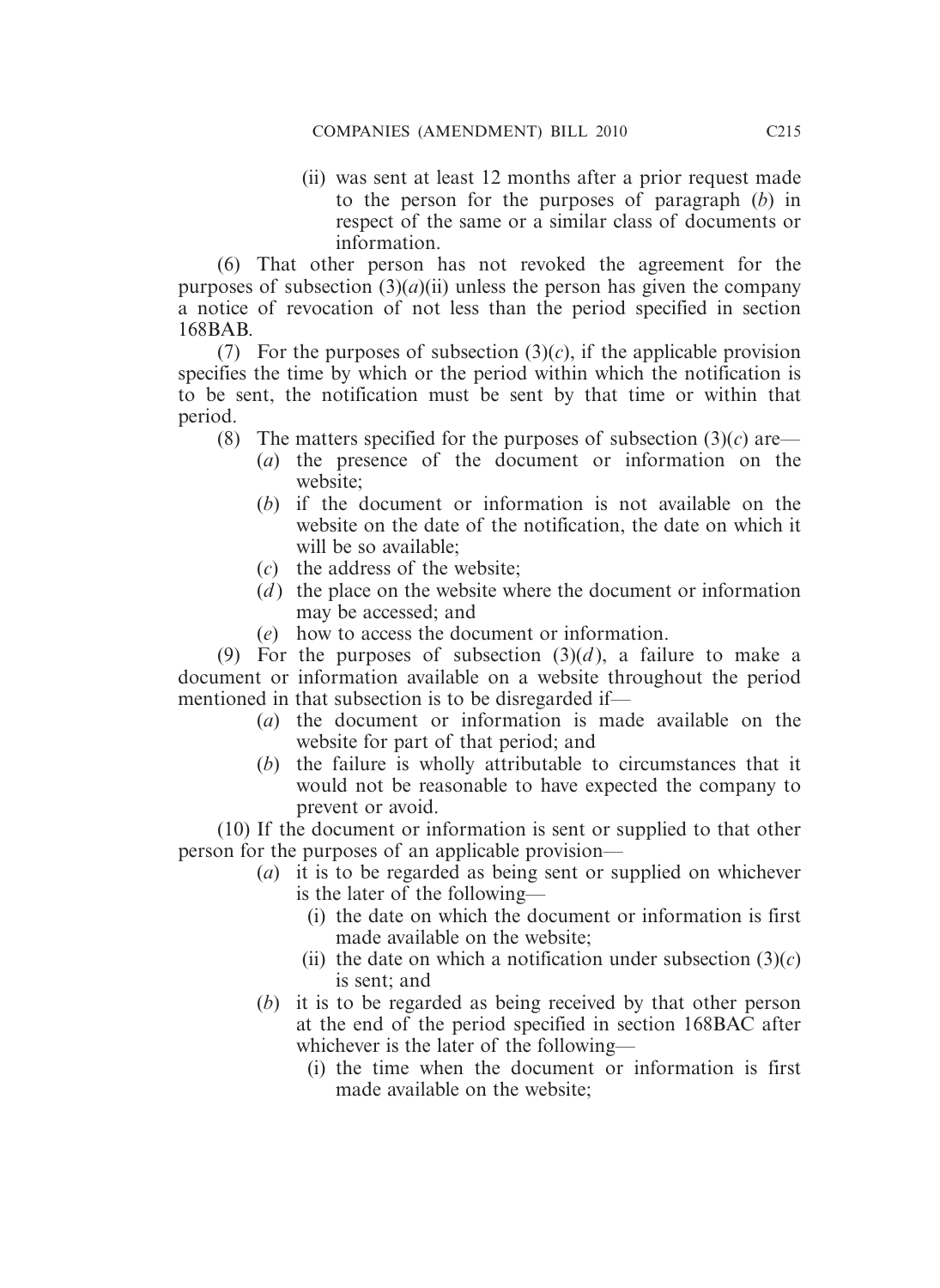(ii) was sent at least 12 months after a prior request made to the person for the purposes of paragraph (*b*) in respect of the same or a similar class of documents or information.

(6) That other person has not revoked the agreement for the purposes of subsection (3)(*a*)(ii) unless the person has given the company a notice of revocation of not less than the period specified in section 168BAB.

(7) For the purposes of subsection (3)(*c*), if the applicable provision specifies the time by which or the period within which the notification is to be sent, the notification must be sent by that time or within that period.

(8) The matters specified for the purposes of subsection (3)(*c*) are—

(*a*) the presence of the document or information on the website;

(*b*) if the document or information is not available on the website on the date of the notification, the date on which it will be so available;

(*c*) the address of the website;

(*d*) the place on the website where the document or information may be accessed; and

(*e*) how to access the document or information.

(9) For the purposes of subsection (3)(*d*), a failure to make a document or information available on a website throughout the period mentioned in that subsection is to be disregarded if—

(*a*) the document or information is made available on the website for part of that period; and

(*b*) the failure is wholly attributable to circumstances that it would not be reasonable to have expected the company to prevent or avoid.

(10) If the document or information is sent or supplied to that other person for the purposes of an applicable provision—

(*a*) it is to be regarded as being sent or supplied on whichever is the later of the following—

(i) the date on which the document or information is first made available on the website;

(ii) the date on which a notification under subsection (3)(*c*) is sent; and

(*b*) it is to be regarded as being received by that other person at the end of the period specified in section 168BAC after whichever is the later of the following—

(i) the time when the document or information is first made available on the website;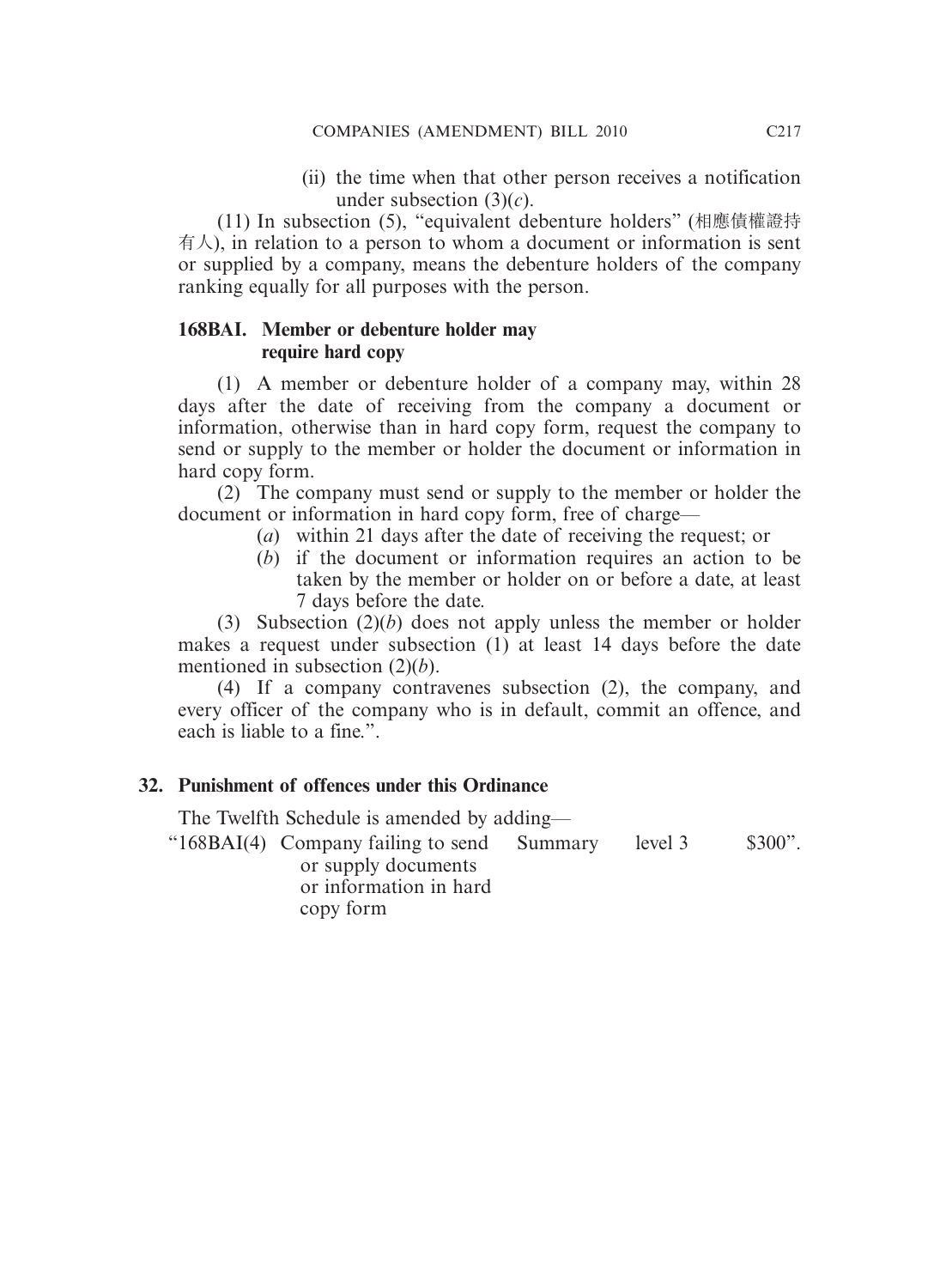(ii) the time when that other person receives a notification under subsection (3)(*c*).

(11) In subsection (5), "equivalent debenture holders" (相應債權證持有人), in relation to a person to whom a document or information is sent or supplied by a company, means the debenture holders of the company ranking equally for all purposes with the person.

**168BAI. Member or debenture holder may require hard copy**

(1) A member or debenture holder of a company may, within 28 days after the date of receiving from the company a document or information, otherwise than in hard copy form, request the company to send or supply to the member or holder the document or information in hard copy form.

(2) The company must send or supply to the member or holder the document or information in hard copy form, free of charge—

(*a*) within 21 days after the date of receiving the request; or

(*b*) if the document or information requires an action to be taken by the member or holder on or before a date, at least 7 days before the date.

(3) Subsection (2)(*b*) does not apply unless the member or holder makes a request under subsection (1) at least 14 days before the date mentioned in subsection (2)(*b*).

(4) If a company contravenes subsection (2), the company, and every officer of the company who is in default, commit an offence, and each is liable to a fine.".

**32. Punishment of offences under this Ordinance**

The Twelfth Schedule is amended by adding—

| | | | | |
|---|---|---|---|---|
| "168BAI(4) | Company failing to send or supply documents or information in hard copy form | Summary | level 3 | $300". |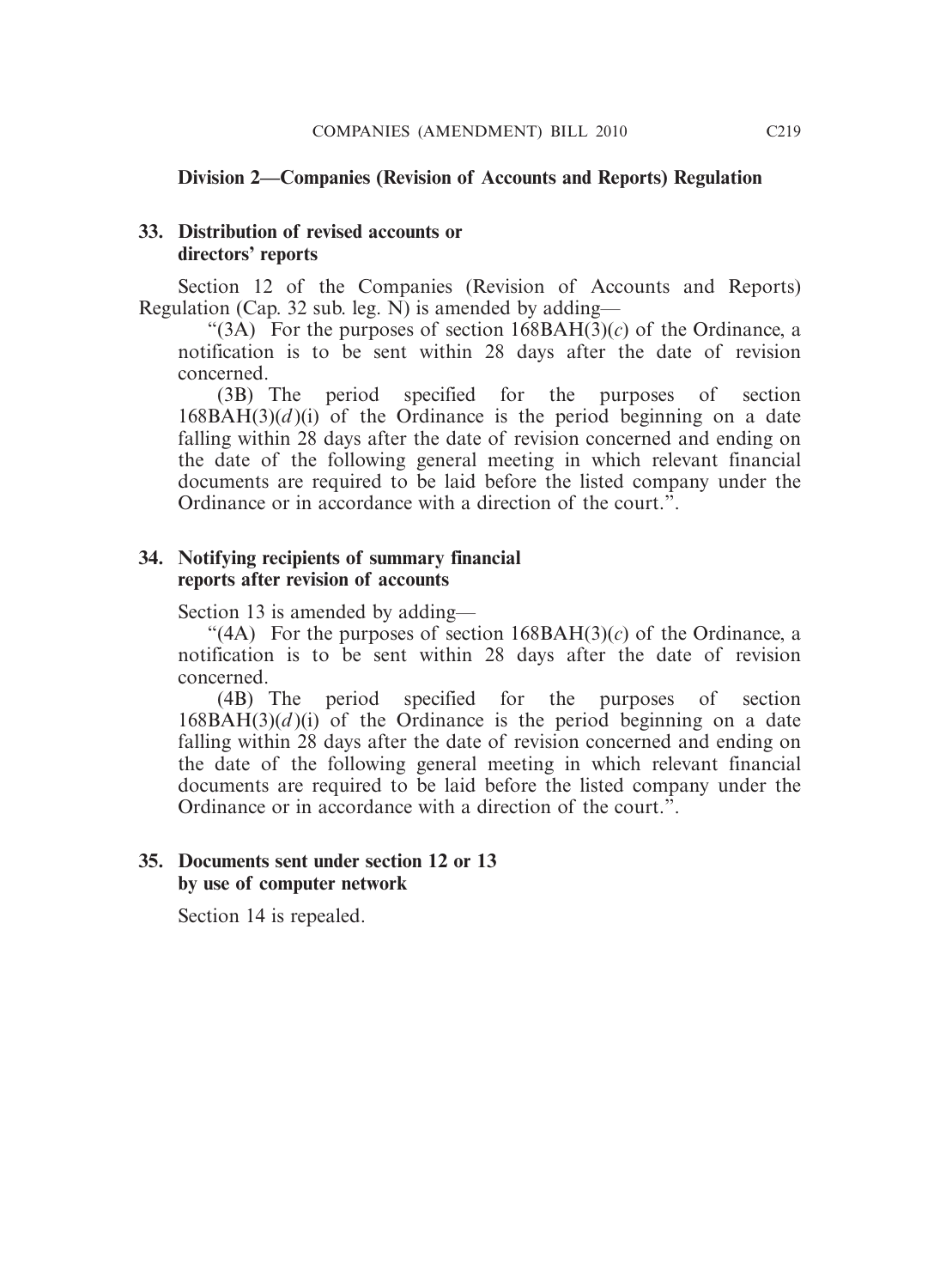## Division 2—Companies (Revision of Accounts and Reports) Regulation

### 33. Distribution of revised accounts or directors' reports

Section 12 of the Companies (Revision of Accounts and Reports) Regulation (Cap. 32 sub. leg. N) is amended by adding—

"(3A) For the purposes of section 168BAH(3)(*c*) of the Ordinance, a notification is to be sent within 28 days after the date of revision concerned.

(3B) The period specified for the purposes of section 168BAH(3)(*d*)(i) of the Ordinance is the period beginning on a date falling within 28 days after the date of revision concerned and ending on the date of the following general meeting in which relevant financial documents are required to be laid before the listed company under the Ordinance or in accordance with a direction of the court.".

### 34. Notifying recipients of summary financial reports after revision of accounts

Section 13 is amended by adding—

"(4A) For the purposes of section 168BAH(3)(*c*) of the Ordinance, a notification is to be sent within 28 days after the date of revision concerned.

(4B) The period specified for the purposes of section 168BAH(3)(*d*)(i) of the Ordinance is the period beginning on a date falling within 28 days after the date of revision concerned and ending on the date of the following general meeting in which relevant financial documents are required to be laid before the listed company under the Ordinance or in accordance with a direction of the court.".

### 35. Documents sent under section 12 or 13 by use of computer network

Section 14 is repealed.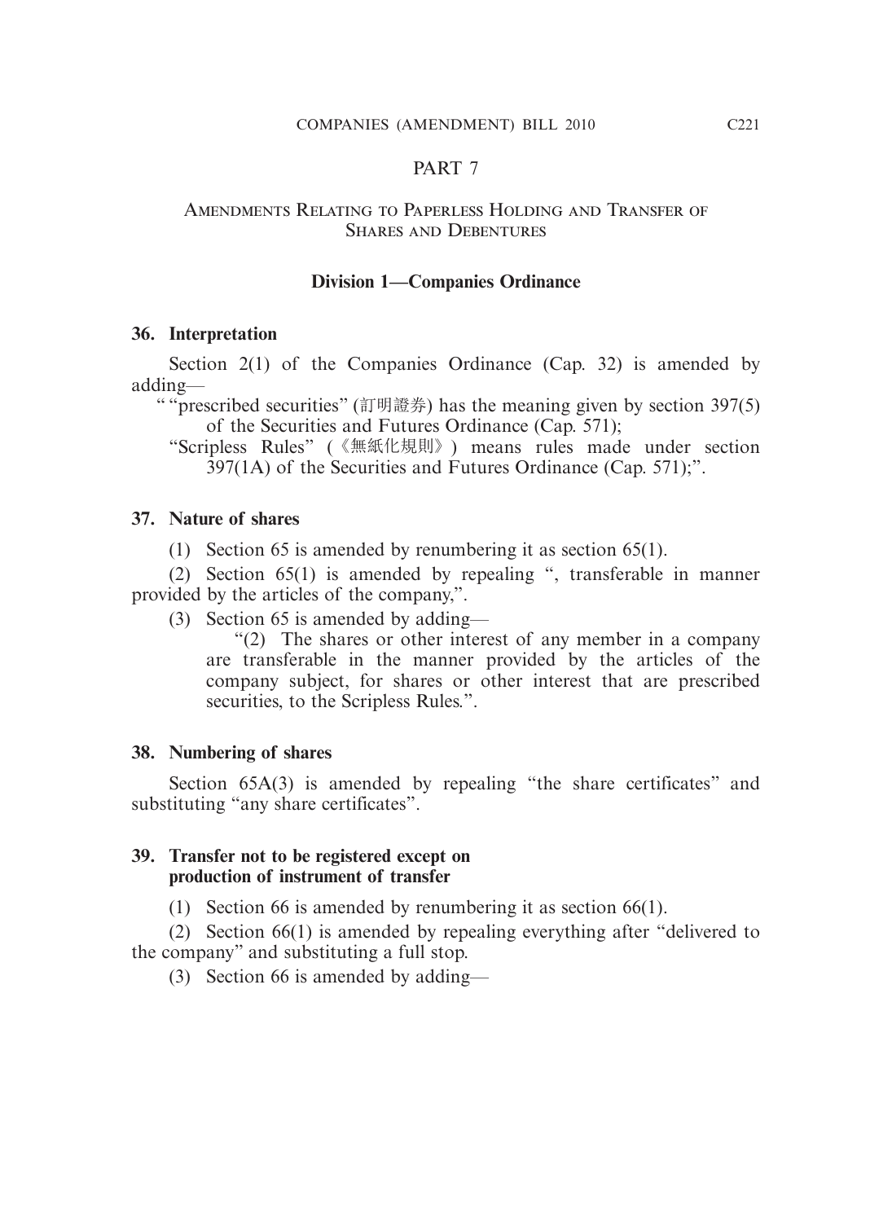# PART 7

## AMENDMENTS RELATING TO PAPERLESS HOLDING AND TRANSFER OF SHARES AND DEBENTURES

### Division 1—Companies Ordinance

**36. Interpretation**

Section 2(1) of the Companies Ordinance (Cap. 32) is amended by adding—

" "prescribed securities" (訂明證券) has the meaning given by section 397(5) of the Securities and Futures Ordinance (Cap. 571);

"Scripless Rules" (《無紙化規則》) means rules made under section 397(1A) of the Securities and Futures Ordinance (Cap. 571);".

**37. Nature of shares**

(1) Section 65 is amended by renumbering it as section 65(1).

(2) Section 65(1) is amended by repealing ", transferable in manner provided by the articles of the company,".

(3) Section 65 is amended by adding—

"(2) The shares or other interest of any member in a company are transferable in the manner provided by the articles of the company subject, for shares or other interest that are prescribed securities, to the Scripless Rules.".

**38. Numbering of shares**

Section 65A(3) is amended by repealing "the share certificates" and substituting "any share certificates".

**39. Transfer not to be registered except on production of instrument of transfer**

(1) Section 66 is amended by renumbering it as section 66(1).

(2) Section 66(1) is amended by repealing everything after "delivered to the company" and substituting a full stop.

(3) Section 66 is amended by adding—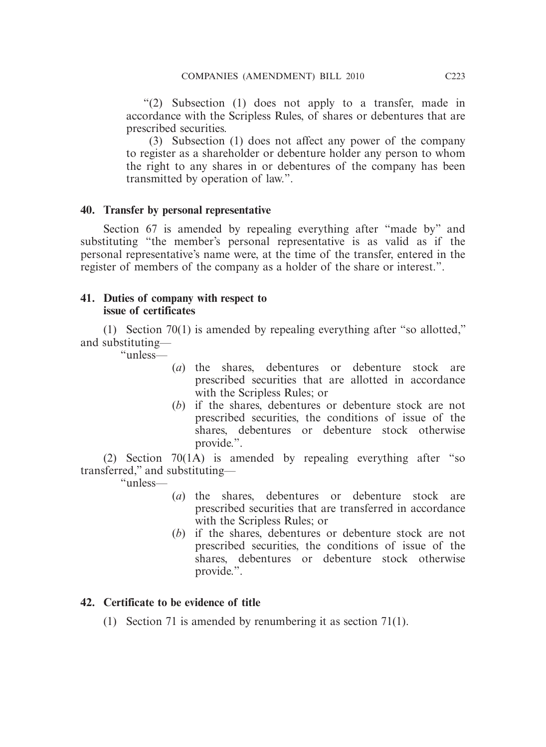"(2) Subsection (1) does not apply to a transfer, made in accordance with the Scripless Rules, of shares or debentures that are prescribed securities.

(3) Subsection (1) does not affect any power of the company to register as a shareholder or debenture holder any person to whom the right to any shares in or debentures of the company has been transmitted by operation of law.".

**40. Transfer by personal representative**

Section 67 is amended by repealing everything after "made by" and substituting "the member's personal representative is as valid as if the personal representative's name were, at the time of the transfer, entered in the register of members of the company as a holder of the share or interest.".

**41. Duties of company with respect to issue of certificates**

(1) Section 70(1) is amended by repealing everything after "so allotted," and substituting—

"unless—

(*a*) the shares, debentures or debenture stock are prescribed securities that are allotted in accordance with the Scripless Rules; or

(*b*) if the shares, debentures or debenture stock are not prescribed securities, the conditions of issue of the shares, debentures or debenture stock otherwise provide.".

(2) Section 70(1A) is amended by repealing everything after "so transferred," and substituting—

"unless—

(*a*) the shares, debentures or debenture stock are prescribed securities that are transferred in accordance with the Scripless Rules; or

(*b*) if the shares, debentures or debenture stock are not prescribed securities, the conditions of issue of the shares, debentures or debenture stock otherwise provide.".

**42. Certificate to be evidence of title**

(1) Section 71 is amended by renumbering it as section 71(1).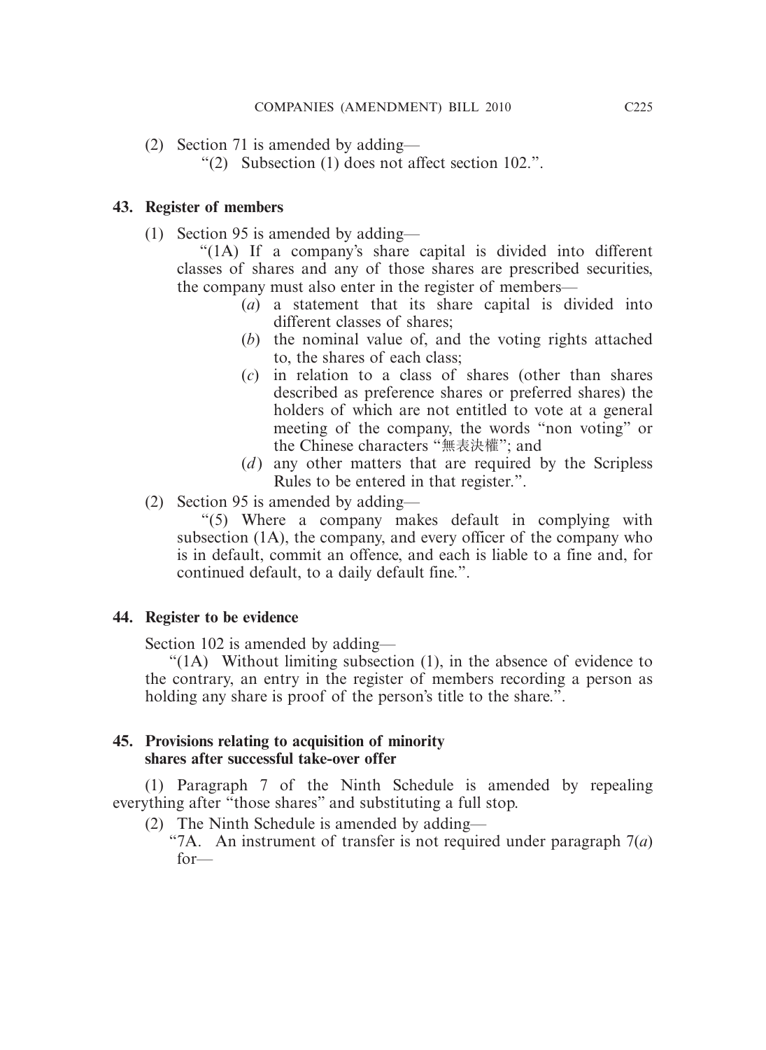(2) Section 71 is amended by adding—

"(2) Subsection (1) does not affect section 102.".

**43. Register of members**

(1) Section 95 is amended by adding—

"(1A) If a company's share capital is divided into different classes of shares and any of those shares are prescribed securities, the company must also enter in the register of members—

(*a*) a statement that its share capital is divided into different classes of shares;

(*b*) the nominal value of, and the voting rights attached to, the shares of each class;

(*c*) in relation to a class of shares (other than shares described as preference shares or preferred shares) the holders of which are not entitled to vote at a general meeting of the company, the words "non voting" or the Chinese characters "無表決權"; and

(*d*) any other matters that are required by the Scripless Rules to be entered in that register.".

(2) Section 95 is amended by adding—

"(5) Where a company makes default in complying with subsection (1A), the company, and every officer of the company who is in default, commit an offence, and each is liable to a fine and, for continued default, to a daily default fine.".

**44. Register to be evidence**

Section 102 is amended by adding—

"(1A) Without limiting subsection (1), in the absence of evidence to the contrary, an entry in the register of members recording a person as holding any share is proof of the person's title to the share.".

**45. Provisions relating to acquisition of minority shares after successful take-over offer**

(1) Paragraph 7 of the Ninth Schedule is amended by repealing everything after "those shares" and substituting a full stop.

(2) The Ninth Schedule is amended by adding—

"7A. An instrument of transfer is not required under paragraph 7(*a*) for—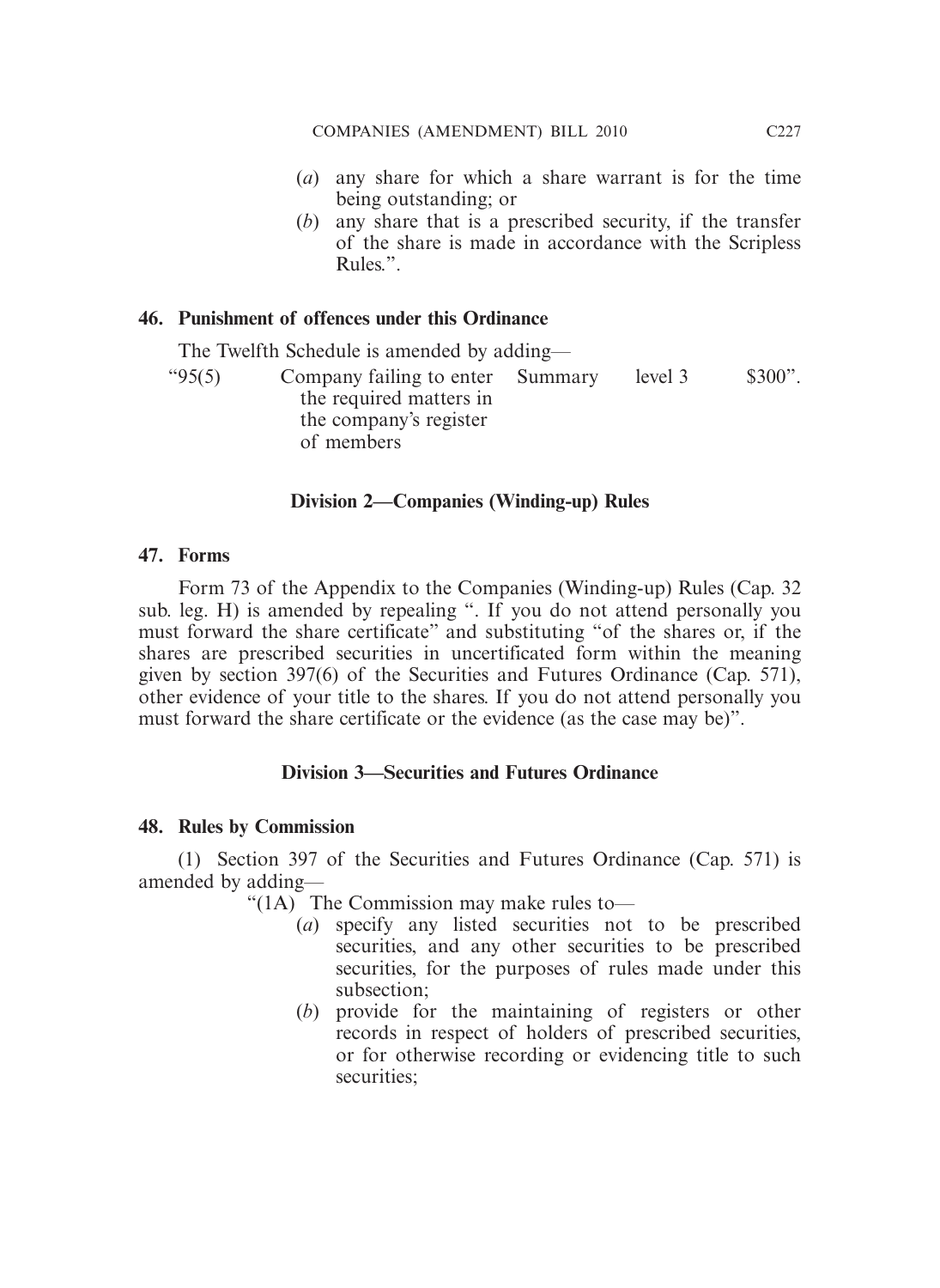(*a*) any share for which a share warrant is for the time being outstanding; or

(*b*) any share that is a prescribed security, if the transfer of the share is made in accordance with the Scripless Rules.".

### 46. Punishment of offences under this Ordinance

The Twelfth Schedule is amended by adding—

| | | | | |
|---|---|---|---|---|
| "95(5) | Company failing to enter the required matters in the company's register of members | Summary | level 3 | $300". |

## Division 2—Companies (Winding-up) Rules

### 47. Forms

Form 73 of the Appendix to the Companies (Winding-up) Rules (Cap. 32 sub. leg. H) is amended by repealing ". If you do not attend personally you must forward the share certificate" and substituting "of the shares or, if the shares are prescribed securities in uncertificated form within the meaning given by section 397(6) of the Securities and Futures Ordinance (Cap. 571), other evidence of your title to the shares. If you do not attend personally you must forward the share certificate or the evidence (as the case may be)".

## Division 3—Securities and Futures Ordinance

### 48. Rules by Commission

(1) Section 397 of the Securities and Futures Ordinance (Cap. 571) is amended by adding—

"(1A) The Commission may make rules to—

(*a*) specify any listed securities not to be prescribed securities, and any other securities to be prescribed securities, for the purposes of rules made under this subsection;

(*b*) provide for the maintaining of registers or other records in respect of holders of prescribed securities, or for otherwise recording or evidencing title to such securities;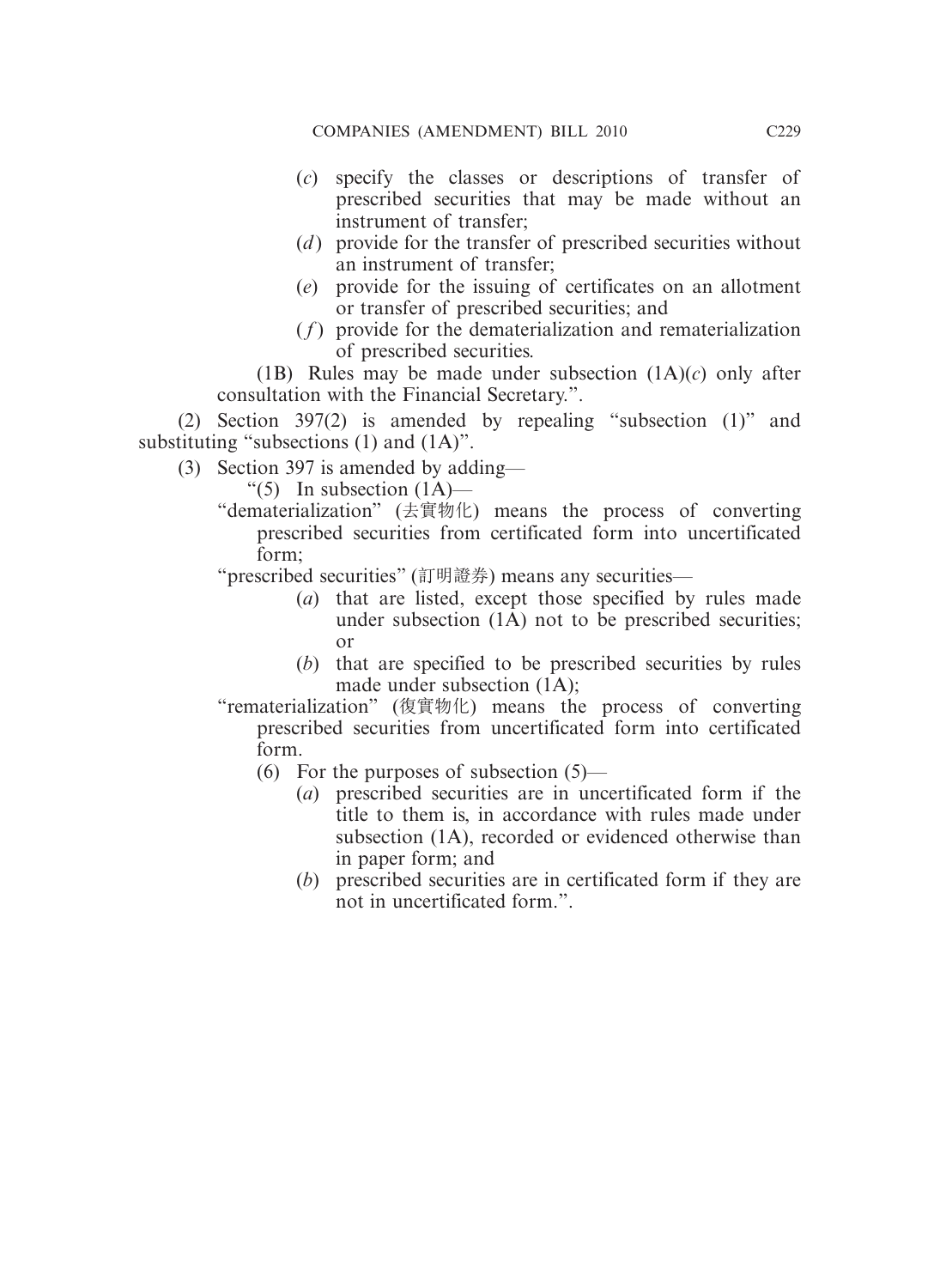(*c*) specify the classes or descriptions of transfer of prescribed securities that may be made without an instrument of transfer;

(*d*) provide for the transfer of prescribed securities without an instrument of transfer;

(*e*) provide for the issuing of certificates on an allotment or transfer of prescribed securities; and

(*f*) provide for the dematerialization and rematerialization of prescribed securities.

(1B) Rules may be made under subsection (1A)(*c*) only after consultation with the Financial Secretary.".

(2) Section 397(2) is amended by repealing "subsection (1)" and substituting "subsections (1) and (1A)".

(3) Section 397 is amended by adding—

"(5) In subsection (1A)—

"dematerialization" (去實物化) means the process of converting prescribed securities from certificated form into uncertificated form;

"prescribed securities" (訂明證券) means any securities—

(*a*) that are listed, except those specified by rules made under subsection (1A) not to be prescribed securities; or

(*b*) that are specified to be prescribed securities by rules made under subsection (1A);

"rematerialization" (復實物化) means the process of converting prescribed securities from uncertificated form into certificated form.

(6) For the purposes of subsection (5)—

(*a*) prescribed securities are in uncertificated form if the title to them is, in accordance with rules made under subsection (1A), recorded or evidenced otherwise than in paper form; and

(*b*) prescribed securities are in certificated form if they are not in uncertificated form.".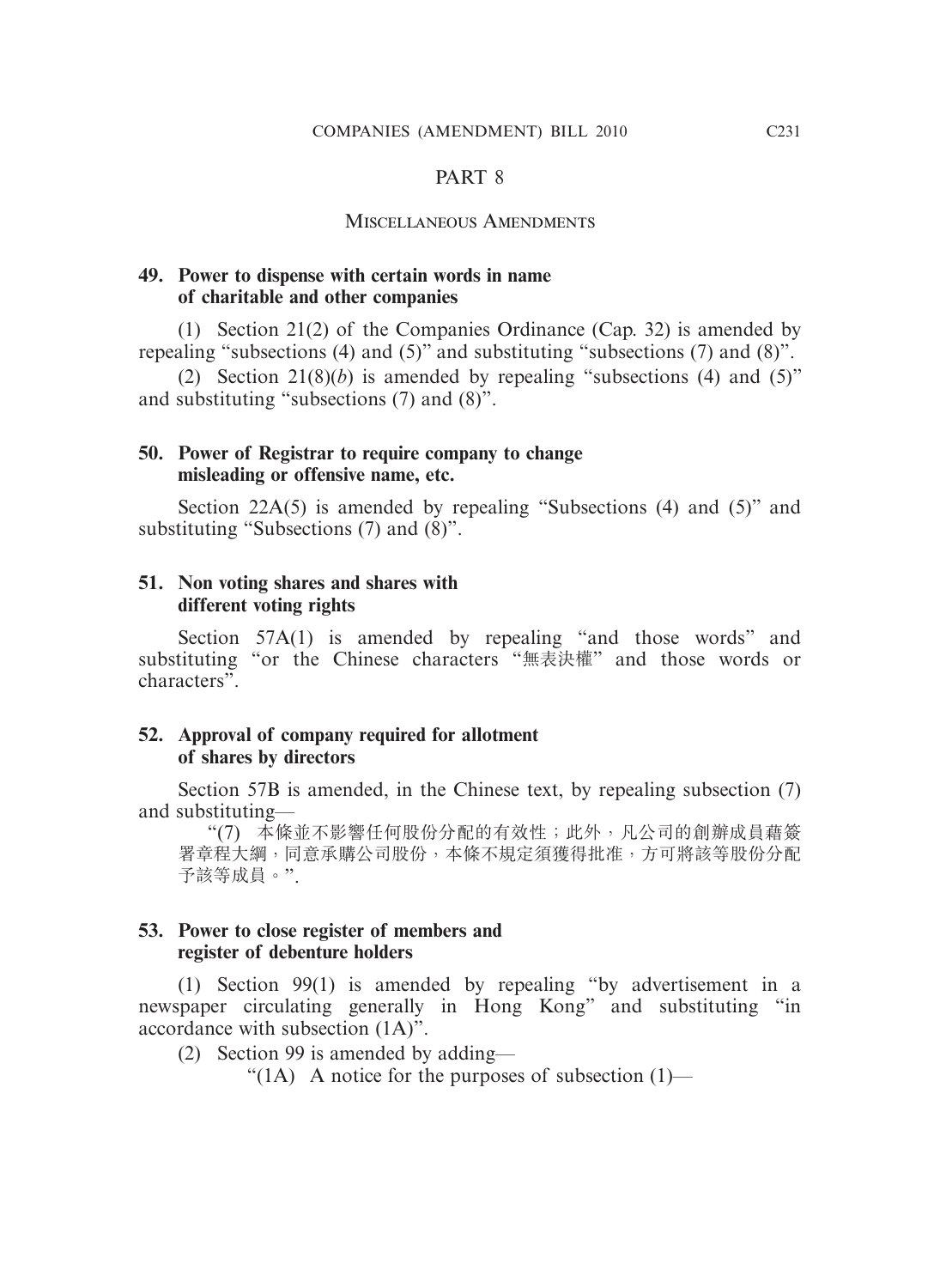## PART 8

### Miscellaneous Amendments

**49. Power to dispense with certain words in name of charitable and other companies**

(1) Section 21(2) of the Companies Ordinance (Cap. 32) is amended by repealing "subsections (4) and (5)" and substituting "subsections (7) and (8)".

(2) Section 21(8)(*b*) is amended by repealing "subsections (4) and (5)" and substituting "subsections (7) and (8)".

**50. Power of Registrar to require company to change misleading or offensive name, etc.**

Section 22A(5) is amended by repealing "Subsections (4) and (5)" and substituting "Subsections (7) and (8)".

**51. Non voting shares and shares with different voting rights**

Section 57A(1) is amended by repealing "and those words" and substituting "or the Chinese characters "無表決權" and those words or characters".

**52. Approval of company required for allotment of shares by directors**

Section 57B is amended, in the Chinese text, by repealing subsection (7) and substituting—

"(7) 本條並不影響任何股份分配的有效性；此外，凡公司的創辦成員藉簽署章程大綱，同意承購公司股份，本條不規定須獲得批准，方可將該等股份分配予該等成員。".

**53. Power to close register of members and register of debenture holders**

(1) Section 99(1) is amended by repealing "by advertisement in a newspaper circulating generally in Hong Kong" and substituting "in accordance with subsection (1A)".

(2) Section 99 is amended by adding—

"(1A) A notice for the purposes of subsection (1)—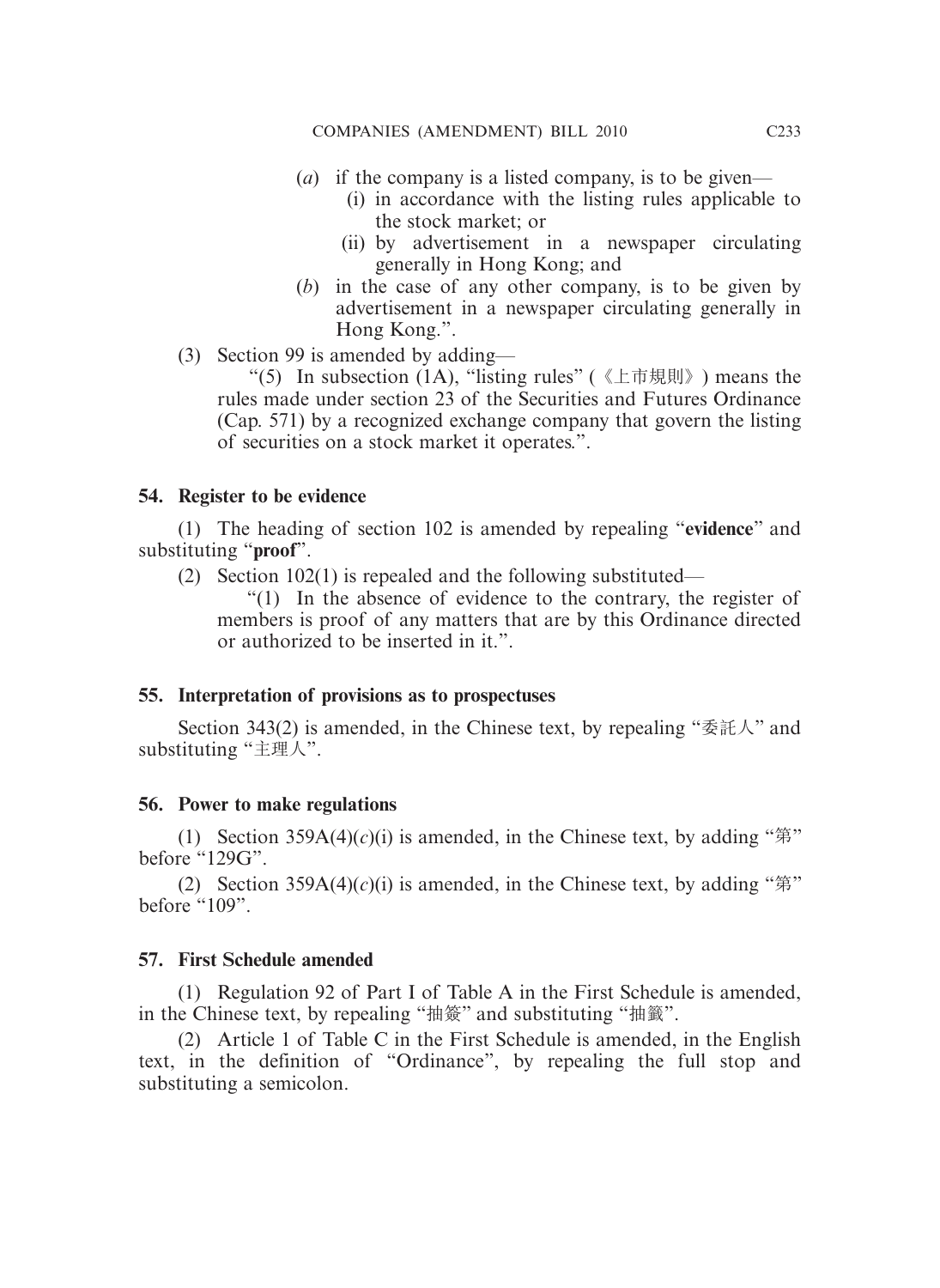(*a*) if the company is a listed company, is to be given—

(i) in accordance with the listing rules applicable to the stock market; or

(ii) by advertisement in a newspaper circulating generally in Hong Kong; and

(*b*) in the case of any other company, is to be given by advertisement in a newspaper circulating generally in Hong Kong.".

(3) Section 99 is amended by adding—

"(5) In subsection (1A), "listing rules" (《上市規則》) means the rules made under section 23 of the Securities and Futures Ordinance (Cap. 571) by a recognized exchange company that govern the listing of securities on a stock market it operates.".

**54. Register to be evidence**

(1) The heading of section 102 is amended by repealing "**evidence**" and substituting "**proof**".

(2) Section 102(1) is repealed and the following substituted—

"(1) In the absence of evidence to the contrary, the register of members is proof of any matters that are by this Ordinance directed or authorized to be inserted in it.".

**55. Interpretation of provisions as to prospectuses**

Section 343(2) is amended, in the Chinese text, by repealing "委託人" and substituting "主理人".

**56. Power to make regulations**

(1) Section 359A(4)(*c*)(i) is amended, in the Chinese text, by adding "第" before "129G".

(2) Section 359A(4)(*c*)(i) is amended, in the Chinese text, by adding "第" before "109".

**57. First Schedule amended**

(1) Regulation 92 of Part I of Table A in the First Schedule is amended, in the Chinese text, by repealing "抽簽" and substituting "抽籤".

(2) Article 1 of Table C in the First Schedule is amended, in the English text, in the definition of "Ordinance", by repealing the full stop and substituting a semicolon.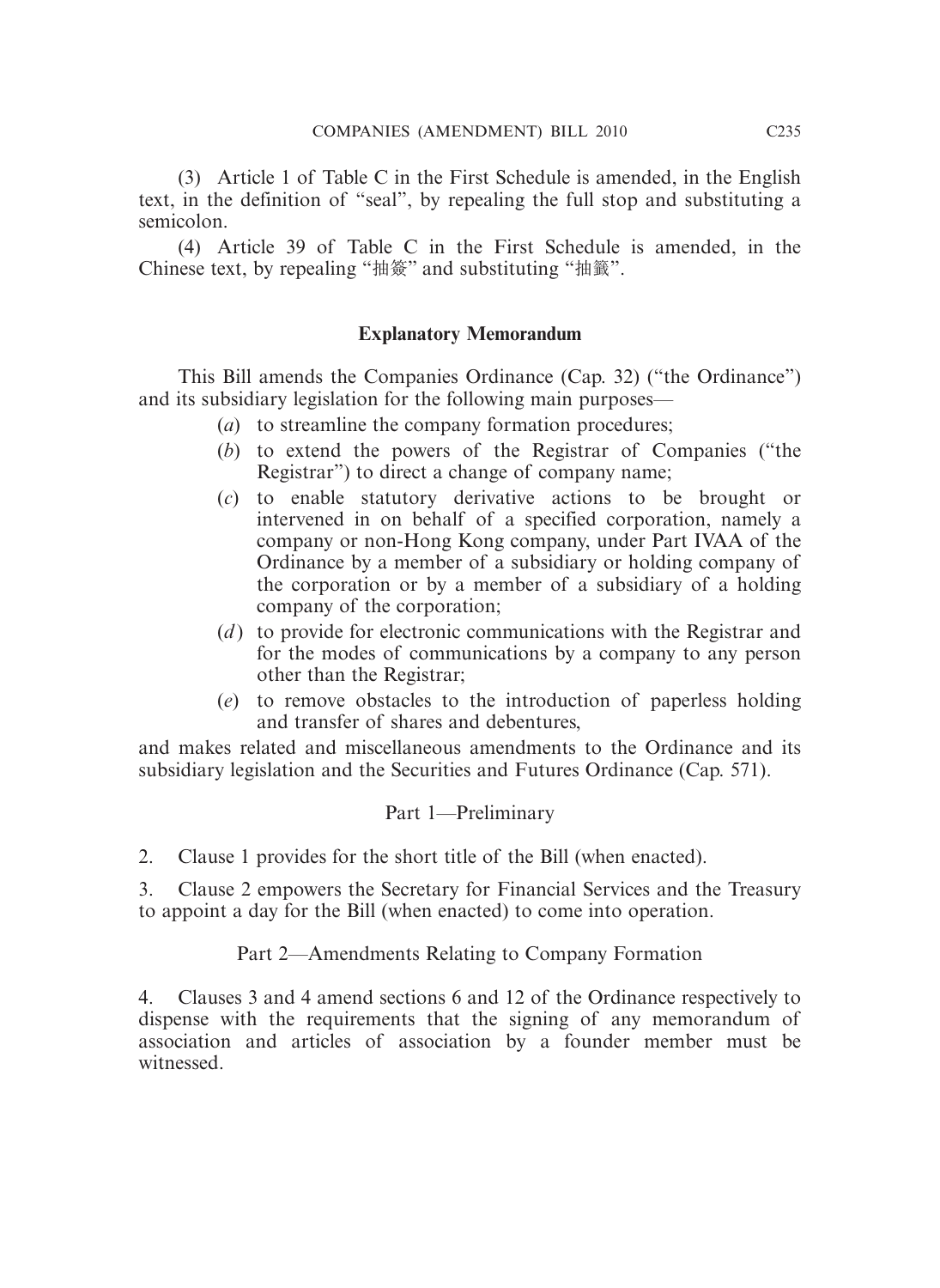(3) Article 1 of Table C in the First Schedule is amended, in the English text, in the definition of "seal", by repealing the full stop and substituting a semicolon.

(4) Article 39 of Table C in the First Schedule is amended, in the Chinese text, by repealing "抽簽" and substituting "抽籤".

### Explanatory Memorandum

This Bill amends the Companies Ordinance (Cap. 32) ("the Ordinance") and its subsidiary legislation for the following main purposes—

(*a*) to streamline the company formation procedures;

(*b*) to extend the powers of the Registrar of Companies ("the Registrar") to direct a change of company name;

(*c*) to enable statutory derivative actions to be brought or intervened in on behalf of a specified corporation, namely a company or non-Hong Kong company, under Part IVAA of the Ordinance by a member of a subsidiary or holding company of the corporation or by a member of a subsidiary of a holding company of the corporation;

(*d*) to provide for electronic communications with the Registrar and for the modes of communications by a company to any person other than the Registrar;

(*e*) to remove obstacles to the introduction of paperless holding and transfer of shares and debentures,

and makes related and miscellaneous amendments to the Ordinance and its subsidiary legislation and the Securities and Futures Ordinance (Cap. 571).

Part 1—Preliminary

2. Clause 1 provides for the short title of the Bill (when enacted).

3. Clause 2 empowers the Secretary for Financial Services and the Treasury to appoint a day for the Bill (when enacted) to come into operation.

Part 2—Amendments Relating to Company Formation

4. Clauses 3 and 4 amend sections 6 and 12 of the Ordinance respectively to dispense with the requirements that the signing of any memorandum of association and articles of association by a founder member must be witnessed.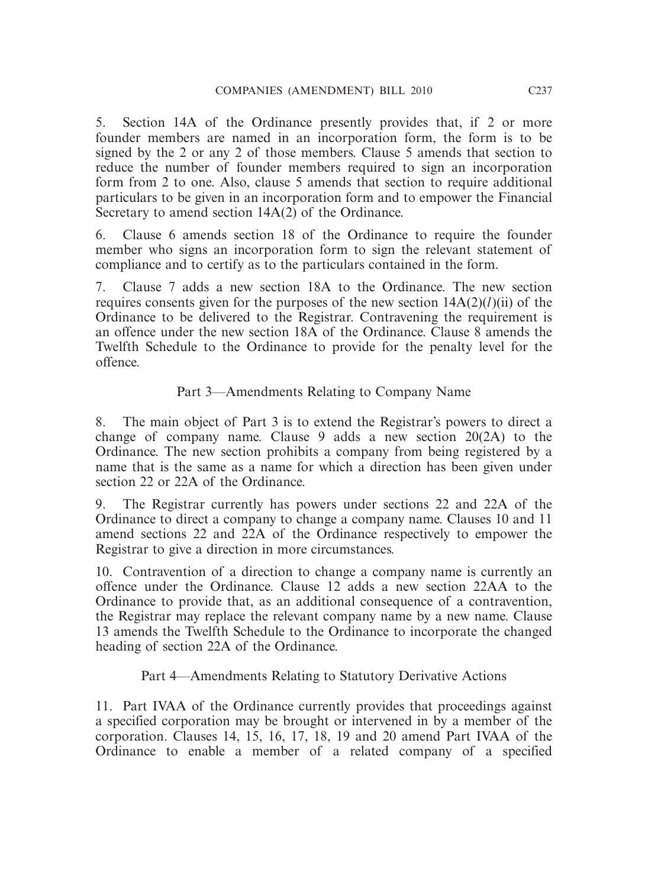5. Section 14A of the Ordinance presently provides that, if 2 or more founder members are named in an incorporation form, the form is to be signed by the 2 or any 2 of those members. Clause 5 amends that section to reduce the number of founder members required to sign an incorporation form from 2 to one. Also, clause 5 amends that section to require additional particulars to be given in an incorporation form and to empower the Financial Secretary to amend section 14A(2) of the Ordinance.

6. Clause 6 amends section 18 of the Ordinance to require the founder member who signs an incorporation form to sign the relevant statement of compliance and to certify as to the particulars contained in the form.

7. Clause 7 adds a new section 18A to the Ordinance. The new section requires consents given for the purposes of the new section 14A(2)(*l*)(ii) of the Ordinance to be delivered to the Registrar. Contravening the requirement is an offence under the new section 18A of the Ordinance. Clause 8 amends the Twelfth Schedule to the Ordinance to provide for the penalty level for the offence.

## Part 3—Amendments Relating to Company Name

8. The main object of Part 3 is to extend the Registrar's powers to direct a change of company name. Clause 9 adds a new section 20(2A) to the Ordinance. The new section prohibits a company from being registered by a name that is the same as a name for which a direction has been given under section 22 or 22A of the Ordinance.

9. The Registrar currently has powers under sections 22 and 22A of the Ordinance to direct a company to change a company name. Clauses 10 and 11 amend sections 22 and 22A of the Ordinance respectively to empower the Registrar to give a direction in more circumstances.

10. Contravention of a direction to change a company name is currently an offence under the Ordinance. Clause 12 adds a new section 22AA to the Ordinance to provide that, as an additional consequence of a contravention, the Registrar may replace the relevant company name by a new name. Clause 13 amends the Twelfth Schedule to the Ordinance to incorporate the changed heading of section 22A of the Ordinance.

## Part 4—Amendments Relating to Statutory Derivative Actions

11. Part IVAA of the Ordinance currently provides that proceedings against a specified corporation may be brought or intervened in by a member of the corporation. Clauses 14, 15, 16, 17, 18, 19 and 20 amend Part IVAA of the Ordinance to enable a member of a related company of a specified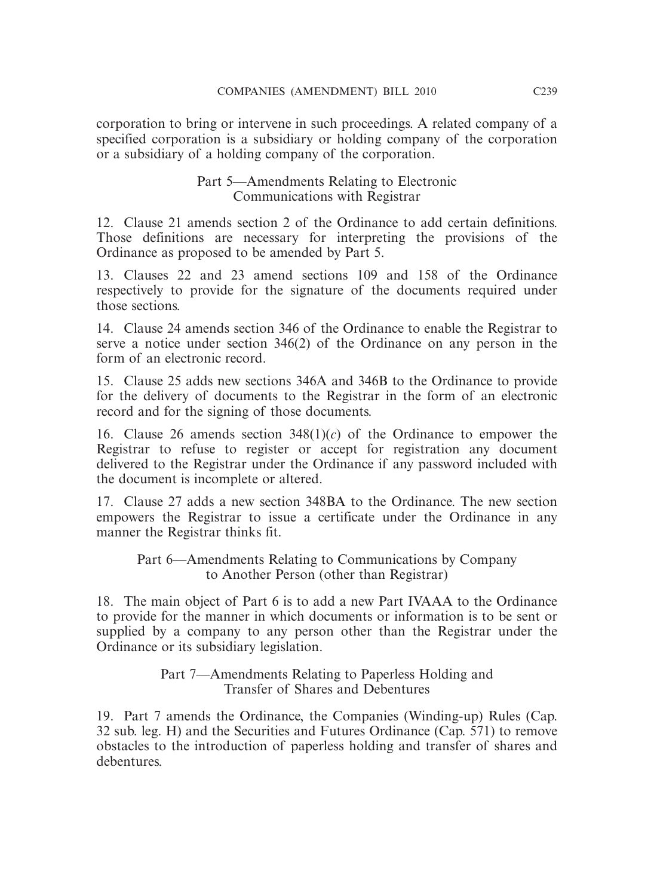corporation to bring or intervene in such proceedings. A related company of a specified corporation is a subsidiary or holding company of the corporation or a subsidiary of a holding company of the corporation.

## Part 5—Amendments Relating to Electronic Communications with Registrar

12. Clause 21 amends section 2 of the Ordinance to add certain definitions. Those definitions are necessary for interpreting the provisions of the Ordinance as proposed to be amended by Part 5.

13. Clauses 22 and 23 amend sections 109 and 158 of the Ordinance respectively to provide for the signature of the documents required under those sections.

14. Clause 24 amends section 346 of the Ordinance to enable the Registrar to serve a notice under section 346(2) of the Ordinance on any person in the form of an electronic record.

15. Clause 25 adds new sections 346A and 346B to the Ordinance to provide for the delivery of documents to the Registrar in the form of an electronic record and for the signing of those documents.

16. Clause 26 amends section 348(1)(*c*) of the Ordinance to empower the Registrar to refuse to register or accept for registration any document delivered to the Registrar under the Ordinance if any password included with the document is incomplete or altered.

17. Clause 27 adds a new section 348BA to the Ordinance. The new section empowers the Registrar to issue a certificate under the Ordinance in any manner the Registrar thinks fit.

## Part 6—Amendments Relating to Communications by Company to Another Person (other than Registrar)

18. The main object of Part 6 is to add a new Part IVAAA to the Ordinance to provide for the manner in which documents or information is to be sent or supplied by a company to any person other than the Registrar under the Ordinance or its subsidiary legislation.

## Part 7—Amendments Relating to Paperless Holding and Transfer of Shares and Debentures

19. Part 7 amends the Ordinance, the Companies (Winding-up) Rules (Cap. 32 sub. leg. H) and the Securities and Futures Ordinance (Cap. 571) to remove obstacles to the introduction of paperless holding and transfer of shares and debentures.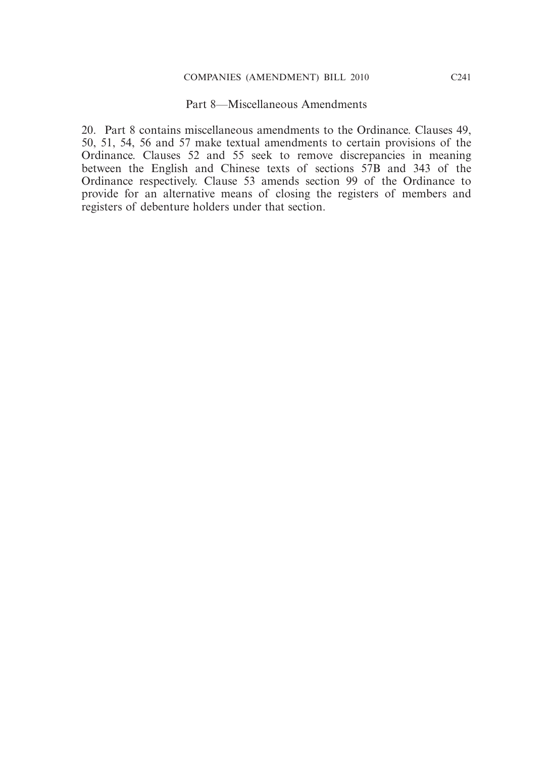## Part 8—Miscellaneous Amendments

20. Part 8 contains miscellaneous amendments to the Ordinance. Clauses 49, 50, 51, 54, 56 and 57 make textual amendments to certain provisions of the Ordinance. Clauses 52 and 55 seek to remove discrepancies in meaning between the English and Chinese texts of sections 57B and 343 of the Ordinance respectively. Clause 53 amends section 99 of the Ordinance to provide for an alternative means of closing the registers of members and registers of debenture holders under that section.